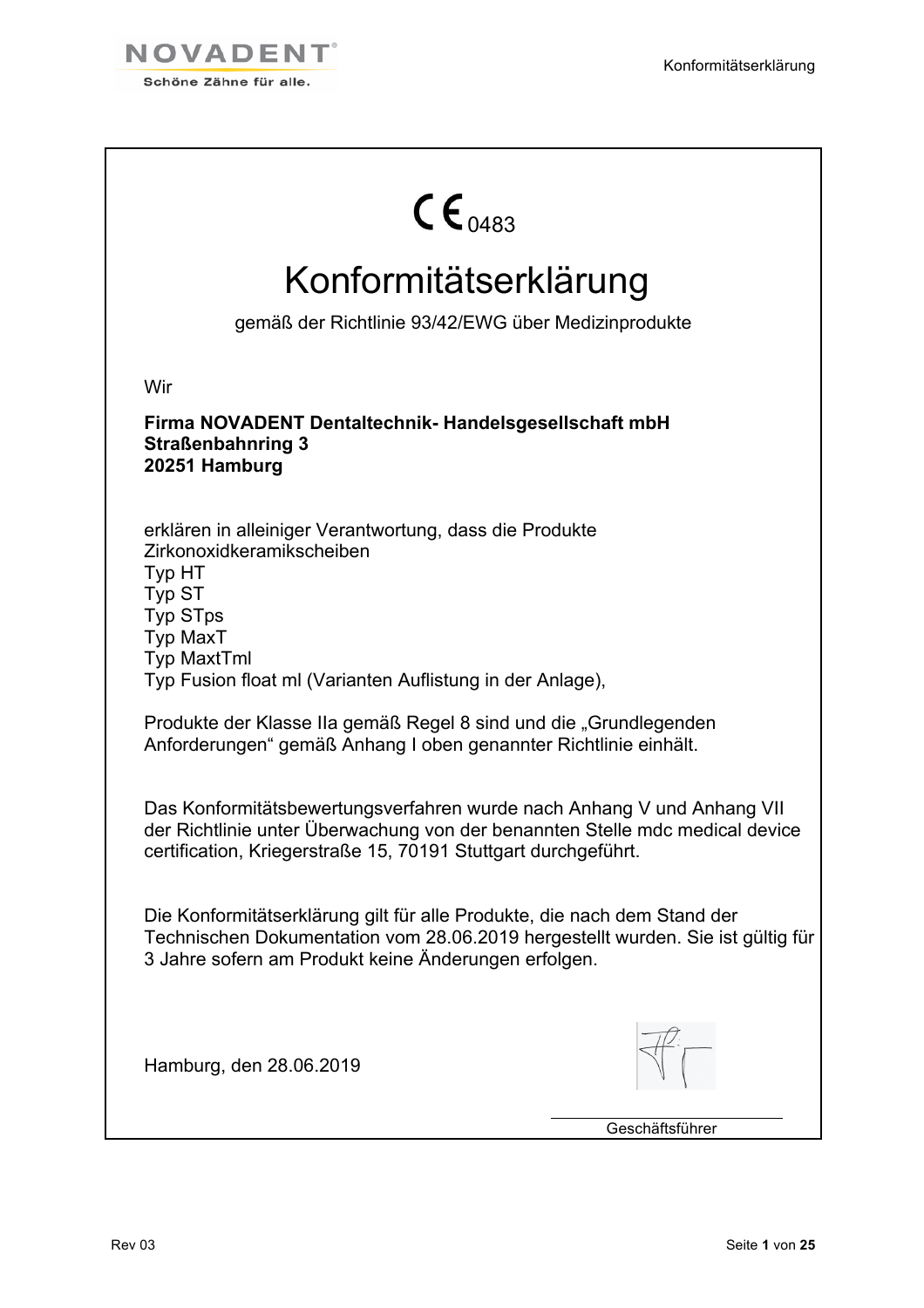CE 0483

# Konformitätserklärung

gemäß der Richtlinie 93/42/EWG über Medizinprodukte

Wir

**Firma NOVADENT Dentaltechnik- Handelsgesellschaft mbH**
**Straßenbahnring 3**
**20251 Hamburg**

erklären in alleiniger Verantwortung, dass die Produkte
Zirkonoxidkeramikscheiben
Typ HT
Typ ST
Typ STps
Typ MaxT
Typ MaxtTml
Typ Fusion float ml (Varianten Auflistung in der Anlage),

Produkte der Klasse IIa gemäß Regel 8 sind und die „Grundlegenden Anforderungen" gemäß Anhang I oben genannter Richtlinie einhält.

Das Konformitätsbewertungsverfahren wurde nach Anhang V und Anhang VII der Richtlinie unter Überwachung von der benannten Stelle mdc medical device certification, Kriegerstraße 15, 70191 Stuttgart durchgeführt.

Die Konformitätserklärung gilt für alle Produkte, die nach dem Stand der Technischen Dokumentation vom 28.06.2019 hergestellt wurden. Sie ist gültig für 3 Jahre sofern am Produkt keine Änderungen erfolgen.

Hamburg, den 28.06.2019

Geschäftsführer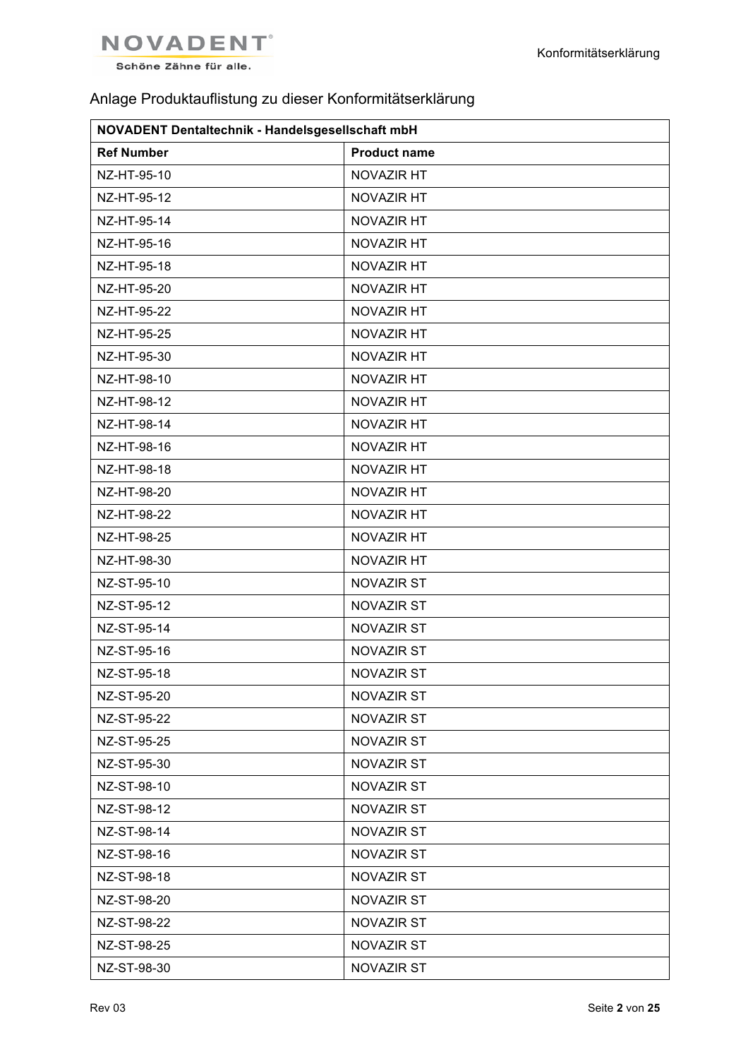Anlage Produktauflistung zu dieser Konformitätserklärung

| **NOVADENT Dentaltechnik - Handelsgesellschaft mbH** | |
|---|---|
| **Ref Number** | **Product name** |
| NZ-HT-95-10 | NOVAZIR HT |
| NZ-HT-95-12 | NOVAZIR HT |
| NZ-HT-95-14 | NOVAZIR HT |
| NZ-HT-95-16 | NOVAZIR HT |
| NZ-HT-95-18 | NOVAZIR HT |
| NZ-HT-95-20 | NOVAZIR HT |
| NZ-HT-95-22 | NOVAZIR HT |
| NZ-HT-95-25 | NOVAZIR HT |
| NZ-HT-95-30 | NOVAZIR HT |
| NZ-HT-98-10 | NOVAZIR HT |
| NZ-HT-98-12 | NOVAZIR HT |
| NZ-HT-98-14 | NOVAZIR HT |
| NZ-HT-98-16 | NOVAZIR HT |
| NZ-HT-98-18 | NOVAZIR HT |
| NZ-HT-98-20 | NOVAZIR HT |
| NZ-HT-98-22 | NOVAZIR HT |
| NZ-HT-98-25 | NOVAZIR HT |
| NZ-HT-98-30 | NOVAZIR HT |
| NZ-ST-95-10 | NOVAZIR ST |
| NZ-ST-95-12 | NOVAZIR ST |
| NZ-ST-95-14 | NOVAZIR ST |
| NZ-ST-95-16 | NOVAZIR ST |
| NZ-ST-95-18 | NOVAZIR ST |
| NZ-ST-95-20 | NOVAZIR ST |
| NZ-ST-95-22 | NOVAZIR ST |
| NZ-ST-95-25 | NOVAZIR ST |
| NZ-ST-95-30 | NOVAZIR ST |
| NZ-ST-98-10 | NOVAZIR ST |
| NZ-ST-98-12 | NOVAZIR ST |
| NZ-ST-98-14 | NOVAZIR ST |
| NZ-ST-98-16 | NOVAZIR ST |
| NZ-ST-98-18 | NOVAZIR ST |
| NZ-ST-98-20 | NOVAZIR ST |
| NZ-ST-98-22 | NOVAZIR ST |
| NZ-ST-98-25 | NOVAZIR ST |
| NZ-ST-98-30 | NOVAZIR ST |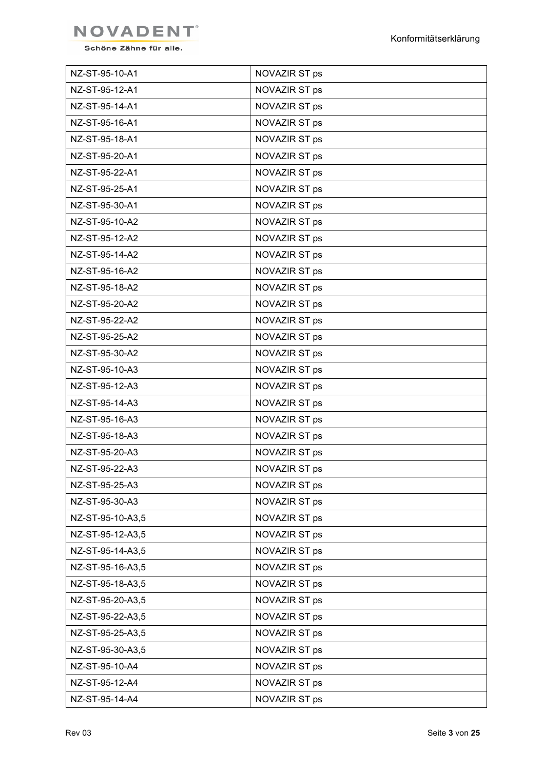| NZ-ST-95-10-A1 | NOVAZIR ST ps |
|---|---|
| NZ-ST-95-12-A1 | NOVAZIR ST ps |
| NZ-ST-95-14-A1 | NOVAZIR ST ps |
| NZ-ST-95-16-A1 | NOVAZIR ST ps |
| NZ-ST-95-18-A1 | NOVAZIR ST ps |
| NZ-ST-95-20-A1 | NOVAZIR ST ps |
| NZ-ST-95-22-A1 | NOVAZIR ST ps |
| NZ-ST-95-25-A1 | NOVAZIR ST ps |
| NZ-ST-95-30-A1 | NOVAZIR ST ps |
| NZ-ST-95-10-A2 | NOVAZIR ST ps |
| NZ-ST-95-12-A2 | NOVAZIR ST ps |
| NZ-ST-95-14-A2 | NOVAZIR ST ps |
| NZ-ST-95-16-A2 | NOVAZIR ST ps |
| NZ-ST-95-18-A2 | NOVAZIR ST ps |
| NZ-ST-95-20-A2 | NOVAZIR ST ps |
| NZ-ST-95-22-A2 | NOVAZIR ST ps |
| NZ-ST-95-25-A2 | NOVAZIR ST ps |
| NZ-ST-95-30-A2 | NOVAZIR ST ps |
| NZ-ST-95-10-A3 | NOVAZIR ST ps |
| NZ-ST-95-12-A3 | NOVAZIR ST ps |
| NZ-ST-95-14-A3 | NOVAZIR ST ps |
| NZ-ST-95-16-A3 | NOVAZIR ST ps |
| NZ-ST-95-18-A3 | NOVAZIR ST ps |
| NZ-ST-95-20-A3 | NOVAZIR ST ps |
| NZ-ST-95-22-A3 | NOVAZIR ST ps |
| NZ-ST-95-25-A3 | NOVAZIR ST ps |
| NZ-ST-95-30-A3 | NOVAZIR ST ps |
| NZ-ST-95-10-A3,5 | NOVAZIR ST ps |
| NZ-ST-95-12-A3,5 | NOVAZIR ST ps |
| NZ-ST-95-14-A3,5 | NOVAZIR ST ps |
| NZ-ST-95-16-A3,5 | NOVAZIR ST ps |
| NZ-ST-95-18-A3,5 | NOVAZIR ST ps |
| NZ-ST-95-20-A3,5 | NOVAZIR ST ps |
| NZ-ST-95-22-A3,5 | NOVAZIR ST ps |
| NZ-ST-95-25-A3,5 | NOVAZIR ST ps |
| NZ-ST-95-30-A3,5 | NOVAZIR ST ps |
| NZ-ST-95-10-A4 | NOVAZIR ST ps |
| NZ-ST-95-12-A4 | NOVAZIR ST ps |
| NZ-ST-95-14-A4 | NOVAZIR ST ps |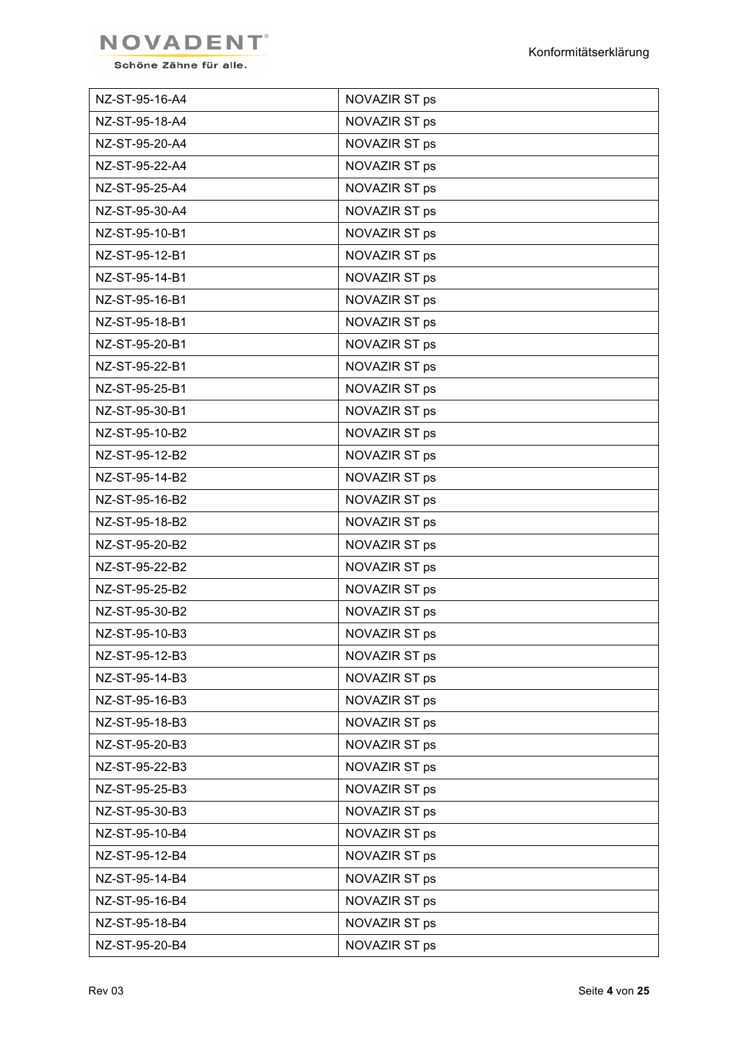| NZ-ST-95-16-A4 | NOVAZIR ST ps |
|---|---|
| NZ-ST-95-18-A4 | NOVAZIR ST ps |
| NZ-ST-95-20-A4 | NOVAZIR ST ps |
| NZ-ST-95-22-A4 | NOVAZIR ST ps |
| NZ-ST-95-25-A4 | NOVAZIR ST ps |
| NZ-ST-95-30-A4 | NOVAZIR ST ps |
| NZ-ST-95-10-B1 | NOVAZIR ST ps |
| NZ-ST-95-12-B1 | NOVAZIR ST ps |
| NZ-ST-95-14-B1 | NOVAZIR ST ps |
| NZ-ST-95-16-B1 | NOVAZIR ST ps |
| NZ-ST-95-18-B1 | NOVAZIR ST ps |
| NZ-ST-95-20-B1 | NOVAZIR ST ps |
| NZ-ST-95-22-B1 | NOVAZIR ST ps |
| NZ-ST-95-25-B1 | NOVAZIR ST ps |
| NZ-ST-95-30-B1 | NOVAZIR ST ps |
| NZ-ST-95-10-B2 | NOVAZIR ST ps |
| NZ-ST-95-12-B2 | NOVAZIR ST ps |
| NZ-ST-95-14-B2 | NOVAZIR ST ps |
| NZ-ST-95-16-B2 | NOVAZIR ST ps |
| NZ-ST-95-18-B2 | NOVAZIR ST ps |
| NZ-ST-95-20-B2 | NOVAZIR ST ps |
| NZ-ST-95-22-B2 | NOVAZIR ST ps |
| NZ-ST-95-25-B2 | NOVAZIR ST ps |
| NZ-ST-95-30-B2 | NOVAZIR ST ps |
| NZ-ST-95-10-B3 | NOVAZIR ST ps |
| NZ-ST-95-12-B3 | NOVAZIR ST ps |
| NZ-ST-95-14-B3 | NOVAZIR ST ps |
| NZ-ST-95-16-B3 | NOVAZIR ST ps |
| NZ-ST-95-18-B3 | NOVAZIR ST ps |
| NZ-ST-95-20-B3 | NOVAZIR ST ps |
| NZ-ST-95-22-B3 | NOVAZIR ST ps |
| NZ-ST-95-25-B3 | NOVAZIR ST ps |
| NZ-ST-95-30-B3 | NOVAZIR ST ps |
| NZ-ST-95-10-B4 | NOVAZIR ST ps |
| NZ-ST-95-12-B4 | NOVAZIR ST ps |
| NZ-ST-95-14-B4 | NOVAZIR ST ps |
| NZ-ST-95-16-B4 | NOVAZIR ST ps |
| NZ-ST-95-18-B4 | NOVAZIR ST ps |
| NZ-ST-95-20-B4 | NOVAZIR ST ps |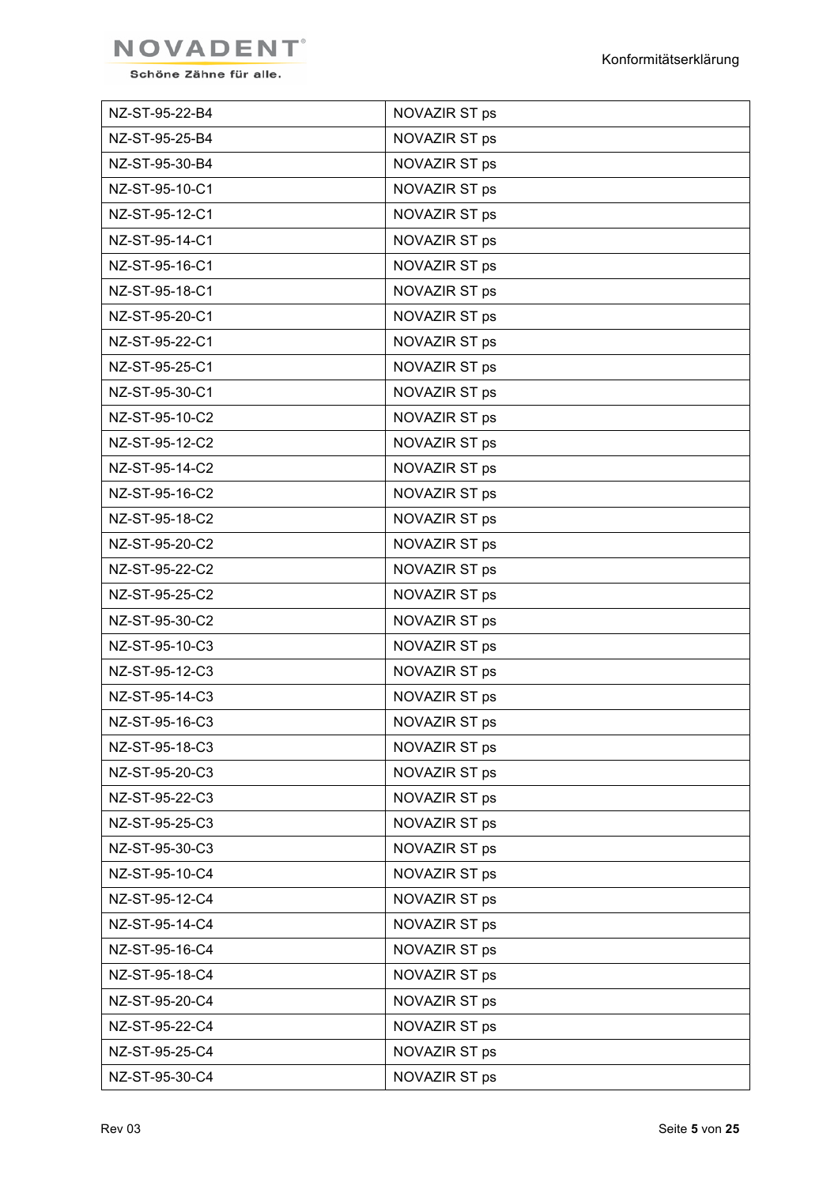| NZ-ST-95-22-B4 | NOVAZIR ST ps |
|---|---|
| NZ-ST-95-25-B4 | NOVAZIR ST ps |
| NZ-ST-95-30-B4 | NOVAZIR ST ps |
| NZ-ST-95-10-C1 | NOVAZIR ST ps |
| NZ-ST-95-12-C1 | NOVAZIR ST ps |
| NZ-ST-95-14-C1 | NOVAZIR ST ps |
| NZ-ST-95-16-C1 | NOVAZIR ST ps |
| NZ-ST-95-18-C1 | NOVAZIR ST ps |
| NZ-ST-95-20-C1 | NOVAZIR ST ps |
| NZ-ST-95-22-C1 | NOVAZIR ST ps |
| NZ-ST-95-25-C1 | NOVAZIR ST ps |
| NZ-ST-95-30-C1 | NOVAZIR ST ps |
| NZ-ST-95-10-C2 | NOVAZIR ST ps |
| NZ-ST-95-12-C2 | NOVAZIR ST ps |
| NZ-ST-95-14-C2 | NOVAZIR ST ps |
| NZ-ST-95-16-C2 | NOVAZIR ST ps |
| NZ-ST-95-18-C2 | NOVAZIR ST ps |
| NZ-ST-95-20-C2 | NOVAZIR ST ps |
| NZ-ST-95-22-C2 | NOVAZIR ST ps |
| NZ-ST-95-25-C2 | NOVAZIR ST ps |
| NZ-ST-95-30-C2 | NOVAZIR ST ps |
| NZ-ST-95-10-C3 | NOVAZIR ST ps |
| NZ-ST-95-12-C3 | NOVAZIR ST ps |
| NZ-ST-95-14-C3 | NOVAZIR ST ps |
| NZ-ST-95-16-C3 | NOVAZIR ST ps |
| NZ-ST-95-18-C3 | NOVAZIR ST ps |
| NZ-ST-95-20-C3 | NOVAZIR ST ps |
| NZ-ST-95-22-C3 | NOVAZIR ST ps |
| NZ-ST-95-25-C3 | NOVAZIR ST ps |
| NZ-ST-95-30-C3 | NOVAZIR ST ps |
| NZ-ST-95-10-C4 | NOVAZIR ST ps |
| NZ-ST-95-12-C4 | NOVAZIR ST ps |
| NZ-ST-95-14-C4 | NOVAZIR ST ps |
| NZ-ST-95-16-C4 | NOVAZIR ST ps |
| NZ-ST-95-18-C4 | NOVAZIR ST ps |
| NZ-ST-95-20-C4 | NOVAZIR ST ps |
| NZ-ST-95-22-C4 | NOVAZIR ST ps |
| NZ-ST-95-25-C4 | NOVAZIR ST ps |
| NZ-ST-95-30-C4 | NOVAZIR ST ps |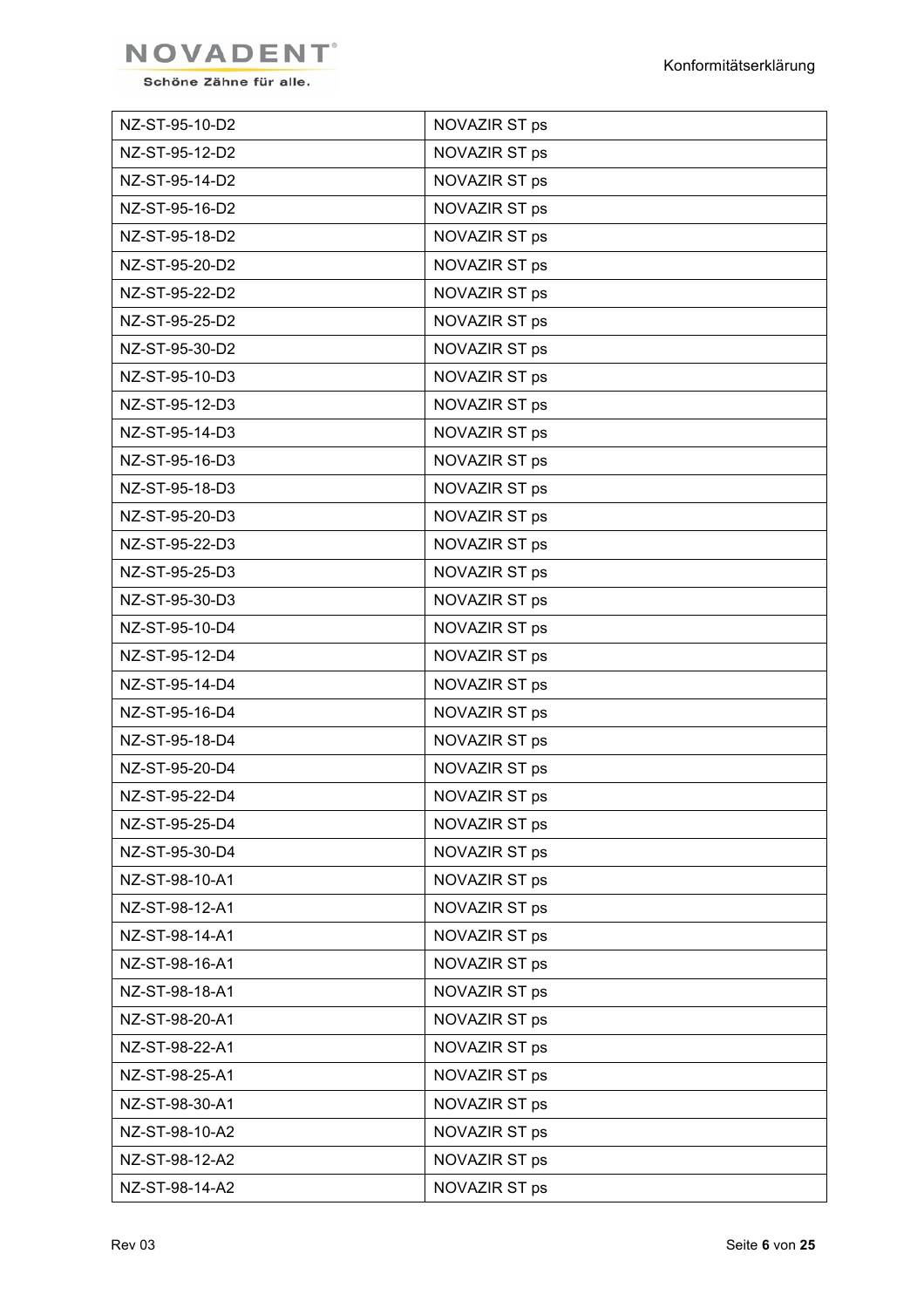| NZ-ST-95-10-D2 | NOVAZIR ST ps |
|---|---|
| NZ-ST-95-12-D2 | NOVAZIR ST ps |
| NZ-ST-95-14-D2 | NOVAZIR ST ps |
| NZ-ST-95-16-D2 | NOVAZIR ST ps |
| NZ-ST-95-18-D2 | NOVAZIR ST ps |
| NZ-ST-95-20-D2 | NOVAZIR ST ps |
| NZ-ST-95-22-D2 | NOVAZIR ST ps |
| NZ-ST-95-25-D2 | NOVAZIR ST ps |
| NZ-ST-95-30-D2 | NOVAZIR ST ps |
| NZ-ST-95-10-D3 | NOVAZIR ST ps |
| NZ-ST-95-12-D3 | NOVAZIR ST ps |
| NZ-ST-95-14-D3 | NOVAZIR ST ps |
| NZ-ST-95-16-D3 | NOVAZIR ST ps |
| NZ-ST-95-18-D3 | NOVAZIR ST ps |
| NZ-ST-95-20-D3 | NOVAZIR ST ps |
| NZ-ST-95-22-D3 | NOVAZIR ST ps |
| NZ-ST-95-25-D3 | NOVAZIR ST ps |
| NZ-ST-95-30-D3 | NOVAZIR ST ps |
| NZ-ST-95-10-D4 | NOVAZIR ST ps |
| NZ-ST-95-12-D4 | NOVAZIR ST ps |
| NZ-ST-95-14-D4 | NOVAZIR ST ps |
| NZ-ST-95-16-D4 | NOVAZIR ST ps |
| NZ-ST-95-18-D4 | NOVAZIR ST ps |
| NZ-ST-95-20-D4 | NOVAZIR ST ps |
| NZ-ST-95-22-D4 | NOVAZIR ST ps |
| NZ-ST-95-25-D4 | NOVAZIR ST ps |
| NZ-ST-95-30-D4 | NOVAZIR ST ps |
| NZ-ST-98-10-A1 | NOVAZIR ST ps |
| NZ-ST-98-12-A1 | NOVAZIR ST ps |
| NZ-ST-98-14-A1 | NOVAZIR ST ps |
| NZ-ST-98-16-A1 | NOVAZIR ST ps |
| NZ-ST-98-18-A1 | NOVAZIR ST ps |
| NZ-ST-98-20-A1 | NOVAZIR ST ps |
| NZ-ST-98-22-A1 | NOVAZIR ST ps |
| NZ-ST-98-25-A1 | NOVAZIR ST ps |
| NZ-ST-98-30-A1 | NOVAZIR ST ps |
| NZ-ST-98-10-A2 | NOVAZIR ST ps |
| NZ-ST-98-12-A2 | NOVAZIR ST ps |
| NZ-ST-98-14-A2 | NOVAZIR ST ps |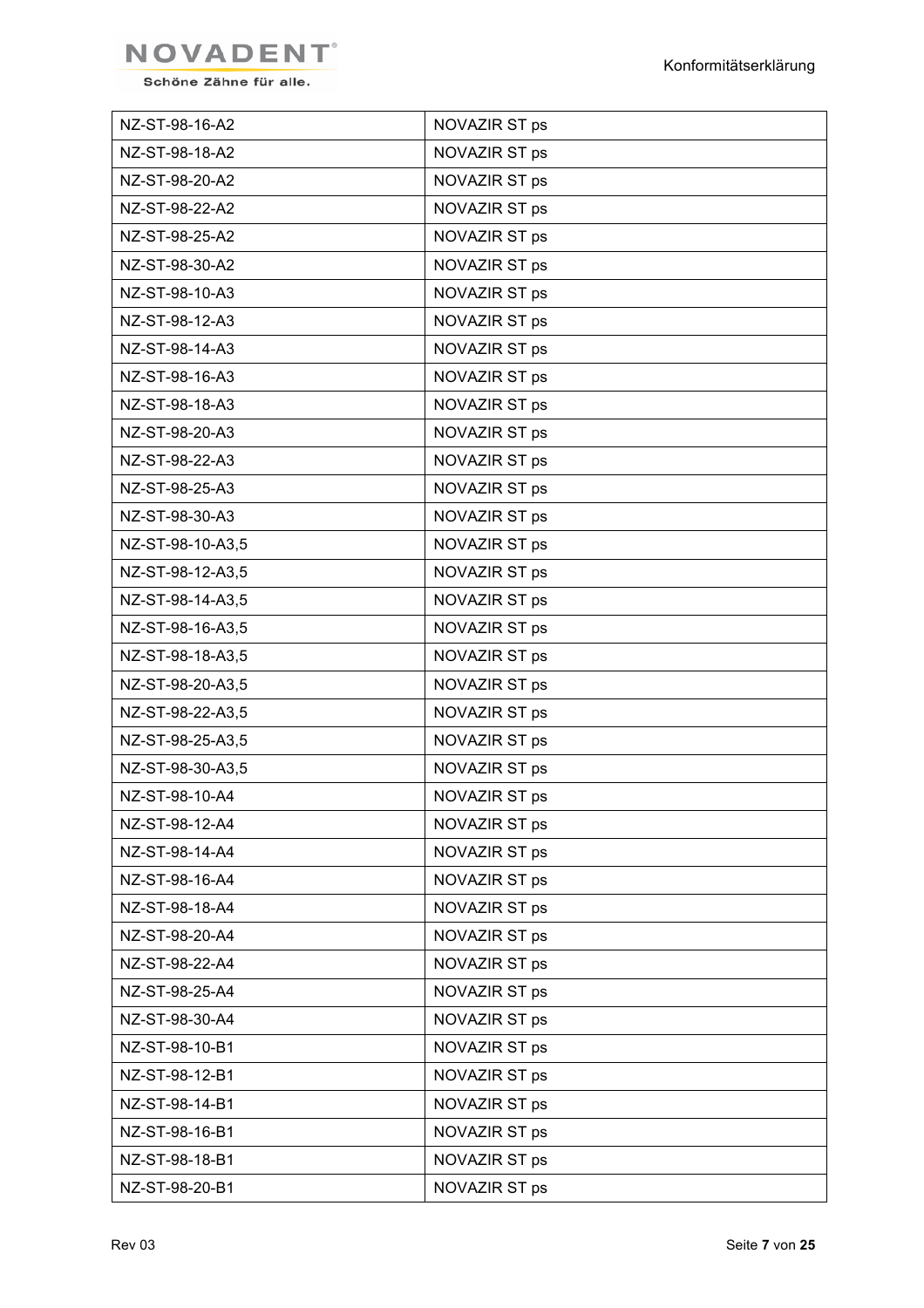| NZ-ST-98-16-A2 | NOVAZIR ST ps |
|---|---|
| NZ-ST-98-18-A2 | NOVAZIR ST ps |
| NZ-ST-98-20-A2 | NOVAZIR ST ps |
| NZ-ST-98-22-A2 | NOVAZIR ST ps |
| NZ-ST-98-25-A2 | NOVAZIR ST ps |
| NZ-ST-98-30-A2 | NOVAZIR ST ps |
| NZ-ST-98-10-A3 | NOVAZIR ST ps |
| NZ-ST-98-12-A3 | NOVAZIR ST ps |
| NZ-ST-98-14-A3 | NOVAZIR ST ps |
| NZ-ST-98-16-A3 | NOVAZIR ST ps |
| NZ-ST-98-18-A3 | NOVAZIR ST ps |
| NZ-ST-98-20-A3 | NOVAZIR ST ps |
| NZ-ST-98-22-A3 | NOVAZIR ST ps |
| NZ-ST-98-25-A3 | NOVAZIR ST ps |
| NZ-ST-98-30-A3 | NOVAZIR ST ps |
| NZ-ST-98-10-A3,5 | NOVAZIR ST ps |
| NZ-ST-98-12-A3,5 | NOVAZIR ST ps |
| NZ-ST-98-14-A3,5 | NOVAZIR ST ps |
| NZ-ST-98-16-A3,5 | NOVAZIR ST ps |
| NZ-ST-98-18-A3,5 | NOVAZIR ST ps |
| NZ-ST-98-20-A3,5 | NOVAZIR ST ps |
| NZ-ST-98-22-A3,5 | NOVAZIR ST ps |
| NZ-ST-98-25-A3,5 | NOVAZIR ST ps |
| NZ-ST-98-30-A3,5 | NOVAZIR ST ps |
| NZ-ST-98-10-A4 | NOVAZIR ST ps |
| NZ-ST-98-12-A4 | NOVAZIR ST ps |
| NZ-ST-98-14-A4 | NOVAZIR ST ps |
| NZ-ST-98-16-A4 | NOVAZIR ST ps |
| NZ-ST-98-18-A4 | NOVAZIR ST ps |
| NZ-ST-98-20-A4 | NOVAZIR ST ps |
| NZ-ST-98-22-A4 | NOVAZIR ST ps |
| NZ-ST-98-25-A4 | NOVAZIR ST ps |
| NZ-ST-98-30-A4 | NOVAZIR ST ps |
| NZ-ST-98-10-B1 | NOVAZIR ST ps |
| NZ-ST-98-12-B1 | NOVAZIR ST ps |
| NZ-ST-98-14-B1 | NOVAZIR ST ps |
| NZ-ST-98-16-B1 | NOVAZIR ST ps |
| NZ-ST-98-18-B1 | NOVAZIR ST ps |
| NZ-ST-98-20-B1 | NOVAZIR ST ps |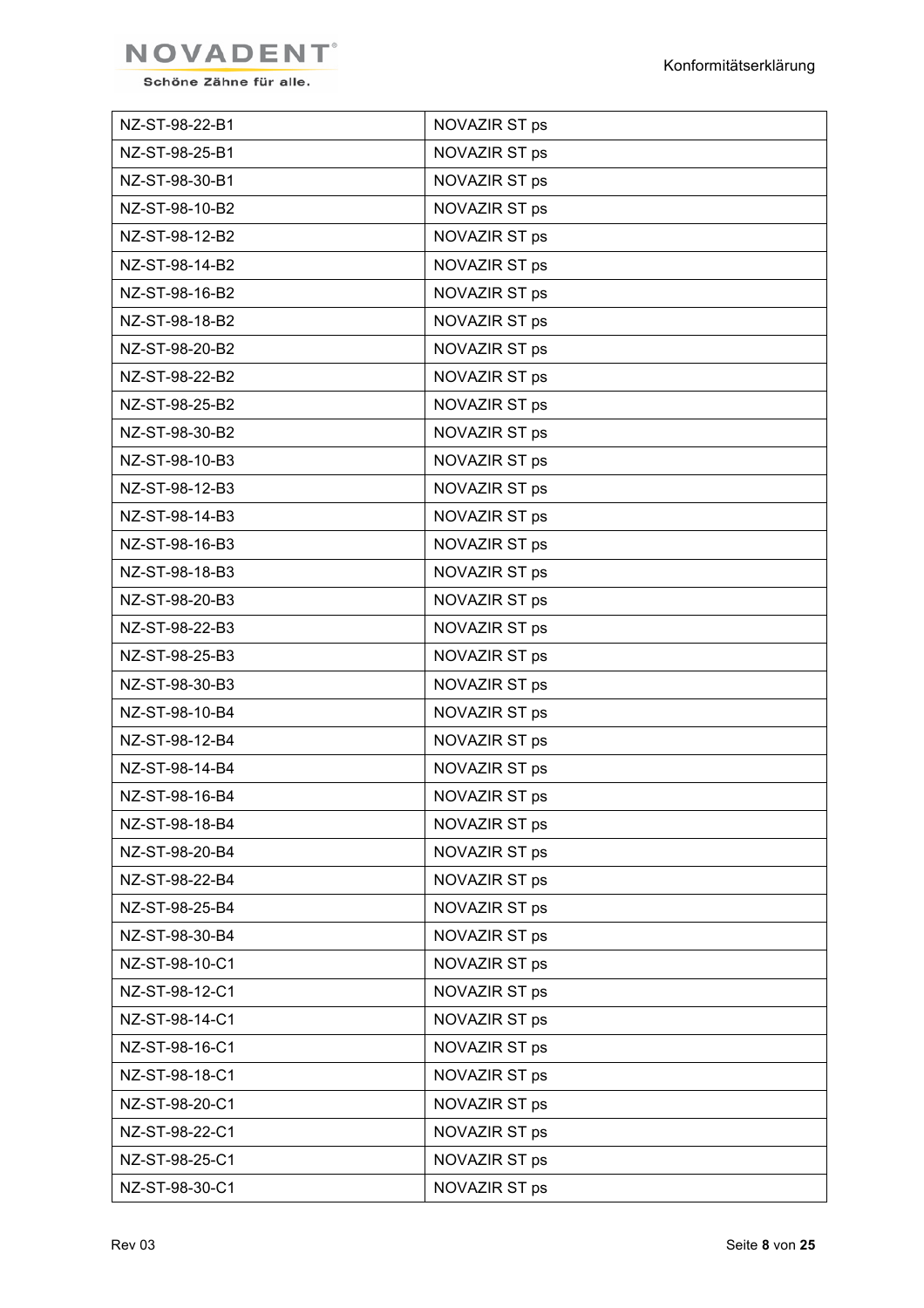| NZ-ST-98-22-B1 | NOVAZIR ST ps |
|---|---|
| NZ-ST-98-25-B1 | NOVAZIR ST ps |
| NZ-ST-98-30-B1 | NOVAZIR ST ps |
| NZ-ST-98-10-B2 | NOVAZIR ST ps |
| NZ-ST-98-12-B2 | NOVAZIR ST ps |
| NZ-ST-98-14-B2 | NOVAZIR ST ps |
| NZ-ST-98-16-B2 | NOVAZIR ST ps |
| NZ-ST-98-18-B2 | NOVAZIR ST ps |
| NZ-ST-98-20-B2 | NOVAZIR ST ps |
| NZ-ST-98-22-B2 | NOVAZIR ST ps |
| NZ-ST-98-25-B2 | NOVAZIR ST ps |
| NZ-ST-98-30-B2 | NOVAZIR ST ps |
| NZ-ST-98-10-B3 | NOVAZIR ST ps |
| NZ-ST-98-12-B3 | NOVAZIR ST ps |
| NZ-ST-98-14-B3 | NOVAZIR ST ps |
| NZ-ST-98-16-B3 | NOVAZIR ST ps |
| NZ-ST-98-18-B3 | NOVAZIR ST ps |
| NZ-ST-98-20-B3 | NOVAZIR ST ps |
| NZ-ST-98-22-B3 | NOVAZIR ST ps |
| NZ-ST-98-25-B3 | NOVAZIR ST ps |
| NZ-ST-98-30-B3 | NOVAZIR ST ps |
| NZ-ST-98-10-B4 | NOVAZIR ST ps |
| NZ-ST-98-12-B4 | NOVAZIR ST ps |
| NZ-ST-98-14-B4 | NOVAZIR ST ps |
| NZ-ST-98-16-B4 | NOVAZIR ST ps |
| NZ-ST-98-18-B4 | NOVAZIR ST ps |
| NZ-ST-98-20-B4 | NOVAZIR ST ps |
| NZ-ST-98-22-B4 | NOVAZIR ST ps |
| NZ-ST-98-25-B4 | NOVAZIR ST ps |
| NZ-ST-98-30-B4 | NOVAZIR ST ps |
| NZ-ST-98-10-C1 | NOVAZIR ST ps |
| NZ-ST-98-12-C1 | NOVAZIR ST ps |
| NZ-ST-98-14-C1 | NOVAZIR ST ps |
| NZ-ST-98-16-C1 | NOVAZIR ST ps |
| NZ-ST-98-18-C1 | NOVAZIR ST ps |
| NZ-ST-98-20-C1 | NOVAZIR ST ps |
| NZ-ST-98-22-C1 | NOVAZIR ST ps |
| NZ-ST-98-25-C1 | NOVAZIR ST ps |
| NZ-ST-98-30-C1 | NOVAZIR ST ps |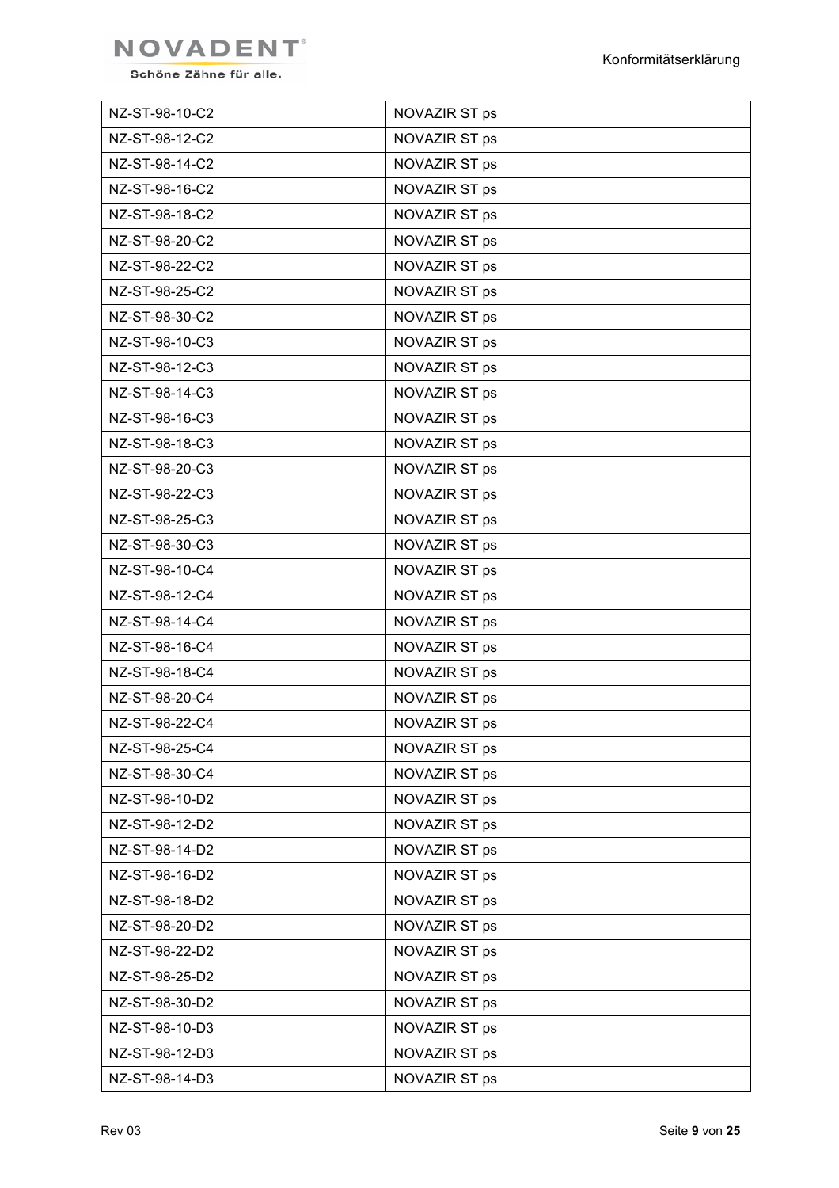| NZ-ST-98-10-C2 | NOVAZIR ST ps |
|---|---|
| NZ-ST-98-12-C2 | NOVAZIR ST ps |
| NZ-ST-98-14-C2 | NOVAZIR ST ps |
| NZ-ST-98-16-C2 | NOVAZIR ST ps |
| NZ-ST-98-18-C2 | NOVAZIR ST ps |
| NZ-ST-98-20-C2 | NOVAZIR ST ps |
| NZ-ST-98-22-C2 | NOVAZIR ST ps |
| NZ-ST-98-25-C2 | NOVAZIR ST ps |
| NZ-ST-98-30-C2 | NOVAZIR ST ps |
| NZ-ST-98-10-C3 | NOVAZIR ST ps |
| NZ-ST-98-12-C3 | NOVAZIR ST ps |
| NZ-ST-98-14-C3 | NOVAZIR ST ps |
| NZ-ST-98-16-C3 | NOVAZIR ST ps |
| NZ-ST-98-18-C3 | NOVAZIR ST ps |
| NZ-ST-98-20-C3 | NOVAZIR ST ps |
| NZ-ST-98-22-C3 | NOVAZIR ST ps |
| NZ-ST-98-25-C3 | NOVAZIR ST ps |
| NZ-ST-98-30-C3 | NOVAZIR ST ps |
| NZ-ST-98-10-C4 | NOVAZIR ST ps |
| NZ-ST-98-12-C4 | NOVAZIR ST ps |
| NZ-ST-98-14-C4 | NOVAZIR ST ps |
| NZ-ST-98-16-C4 | NOVAZIR ST ps |
| NZ-ST-98-18-C4 | NOVAZIR ST ps |
| NZ-ST-98-20-C4 | NOVAZIR ST ps |
| NZ-ST-98-22-C4 | NOVAZIR ST ps |
| NZ-ST-98-25-C4 | NOVAZIR ST ps |
| NZ-ST-98-30-C4 | NOVAZIR ST ps |
| NZ-ST-98-10-D2 | NOVAZIR ST ps |
| NZ-ST-98-12-D2 | NOVAZIR ST ps |
| NZ-ST-98-14-D2 | NOVAZIR ST ps |
| NZ-ST-98-16-D2 | NOVAZIR ST ps |
| NZ-ST-98-18-D2 | NOVAZIR ST ps |
| NZ-ST-98-20-D2 | NOVAZIR ST ps |
| NZ-ST-98-22-D2 | NOVAZIR ST ps |
| NZ-ST-98-25-D2 | NOVAZIR ST ps |
| NZ-ST-98-30-D2 | NOVAZIR ST ps |
| NZ-ST-98-10-D3 | NOVAZIR ST ps |
| NZ-ST-98-12-D3 | NOVAZIR ST ps |
| NZ-ST-98-14-D3 | NOVAZIR ST ps |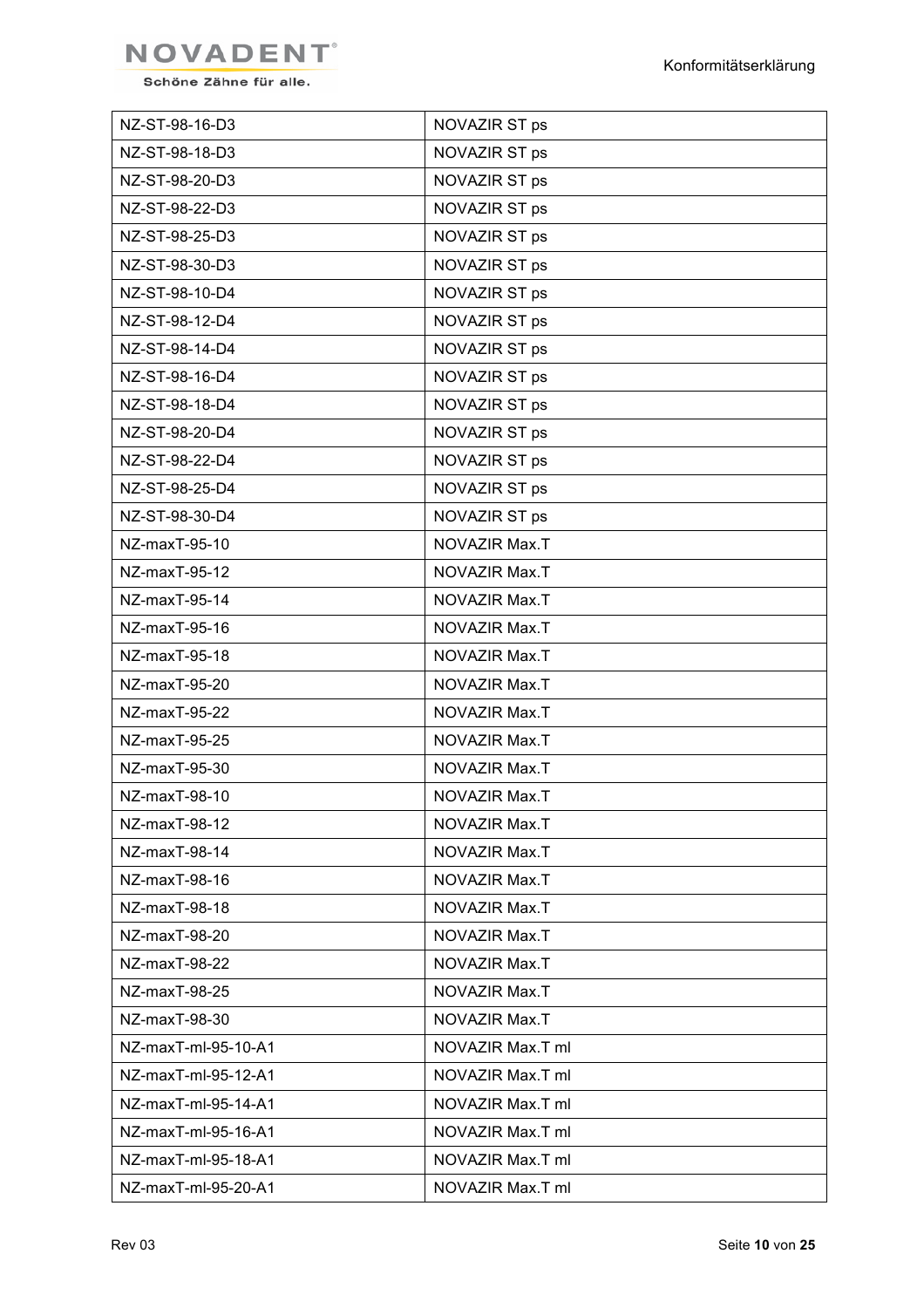| NZ-ST-98-16-D3 | NOVAZIR ST ps |
|---|---|
| NZ-ST-98-18-D3 | NOVAZIR ST ps |
| NZ-ST-98-20-D3 | NOVAZIR ST ps |
| NZ-ST-98-22-D3 | NOVAZIR ST ps |
| NZ-ST-98-25-D3 | NOVAZIR ST ps |
| NZ-ST-98-30-D3 | NOVAZIR ST ps |
| NZ-ST-98-10-D4 | NOVAZIR ST ps |
| NZ-ST-98-12-D4 | NOVAZIR ST ps |
| NZ-ST-98-14-D4 | NOVAZIR ST ps |
| NZ-ST-98-16-D4 | NOVAZIR ST ps |
| NZ-ST-98-18-D4 | NOVAZIR ST ps |
| NZ-ST-98-20-D4 | NOVAZIR ST ps |
| NZ-ST-98-22-D4 | NOVAZIR ST ps |
| NZ-ST-98-25-D4 | NOVAZIR ST ps |
| NZ-ST-98-30-D4 | NOVAZIR ST ps |
| NZ-maxT-95-10 | NOVAZIR Max.T |
| NZ-maxT-95-12 | NOVAZIR Max.T |
| NZ-maxT-95-14 | NOVAZIR Max.T |
| NZ-maxT-95-16 | NOVAZIR Max.T |
| NZ-maxT-95-18 | NOVAZIR Max.T |
| NZ-maxT-95-20 | NOVAZIR Max.T |
| NZ-maxT-95-22 | NOVAZIR Max.T |
| NZ-maxT-95-25 | NOVAZIR Max.T |
| NZ-maxT-95-30 | NOVAZIR Max.T |
| NZ-maxT-98-10 | NOVAZIR Max.T |
| NZ-maxT-98-12 | NOVAZIR Max.T |
| NZ-maxT-98-14 | NOVAZIR Max.T |
| NZ-maxT-98-16 | NOVAZIR Max.T |
| NZ-maxT-98-18 | NOVAZIR Max.T |
| NZ-maxT-98-20 | NOVAZIR Max.T |
| NZ-maxT-98-22 | NOVAZIR Max.T |
| NZ-maxT-98-25 | NOVAZIR Max.T |
| NZ-maxT-98-30 | NOVAZIR Max.T |
| NZ-maxT-ml-95-10-A1 | NOVAZIR Max.T ml |
| NZ-maxT-ml-95-12-A1 | NOVAZIR Max.T ml |
| NZ-maxT-ml-95-14-A1 | NOVAZIR Max.T ml |
| NZ-maxT-ml-95-16-A1 | NOVAZIR Max.T ml |
| NZ-maxT-ml-95-18-A1 | NOVAZIR Max.T ml |
| NZ-maxT-ml-95-20-A1 | NOVAZIR Max.T ml |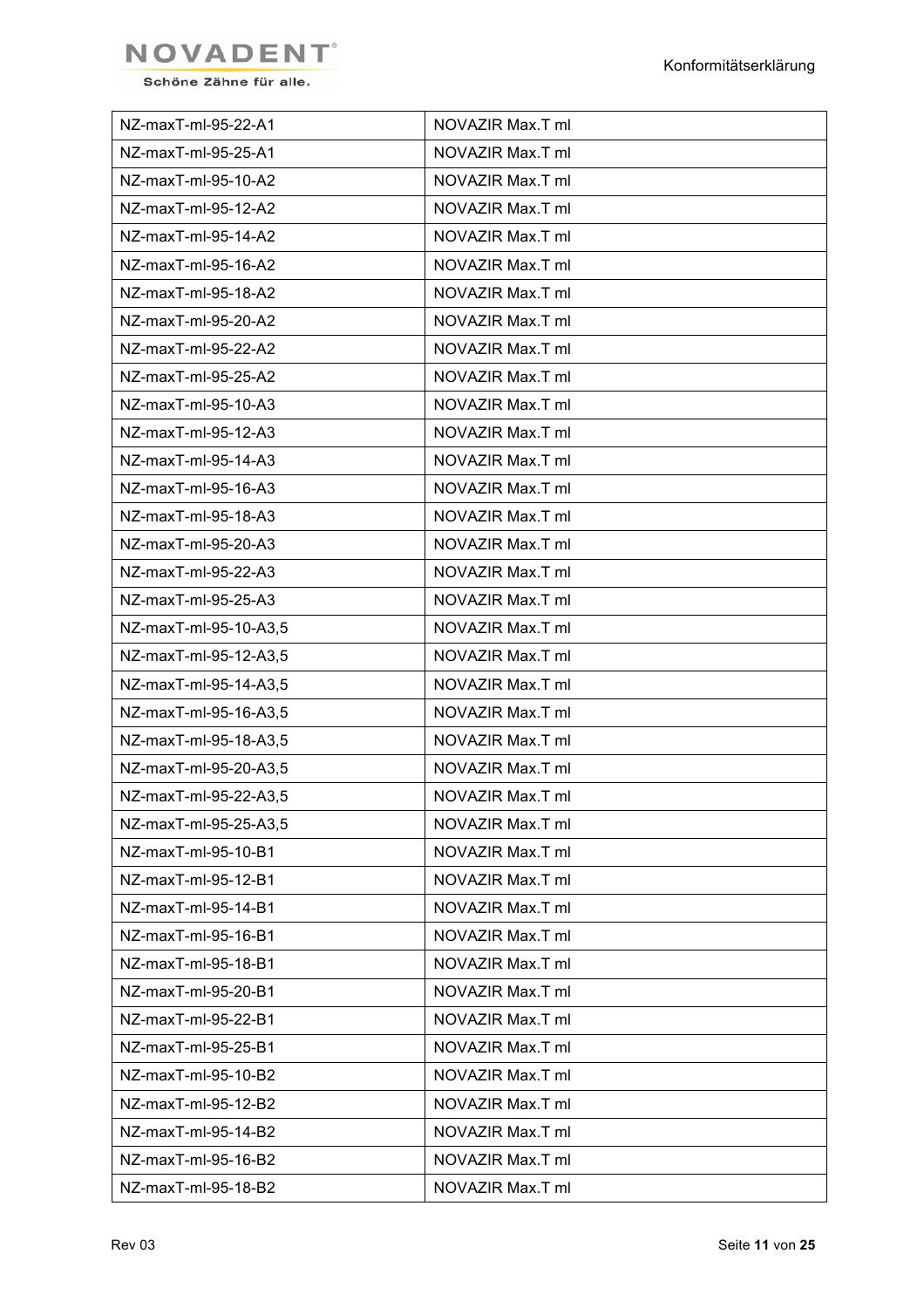| NZ-maxT-ml-95-22-A1 | NOVAZIR Max.T ml |
|---|---|
| NZ-maxT-ml-95-25-A1 | NOVAZIR Max.T ml |
| NZ-maxT-ml-95-10-A2 | NOVAZIR Max.T ml |
| NZ-maxT-ml-95-12-A2 | NOVAZIR Max.T ml |
| NZ-maxT-ml-95-14-A2 | NOVAZIR Max.T ml |
| NZ-maxT-ml-95-16-A2 | NOVAZIR Max.T ml |
| NZ-maxT-ml-95-18-A2 | NOVAZIR Max.T ml |
| NZ-maxT-ml-95-20-A2 | NOVAZIR Max.T ml |
| NZ-maxT-ml-95-22-A2 | NOVAZIR Max.T ml |
| NZ-maxT-ml-95-25-A2 | NOVAZIR Max.T ml |
| NZ-maxT-ml-95-10-A3 | NOVAZIR Max.T ml |
| NZ-maxT-ml-95-12-A3 | NOVAZIR Max.T ml |
| NZ-maxT-ml-95-14-A3 | NOVAZIR Max.T ml |
| NZ-maxT-ml-95-16-A3 | NOVAZIR Max.T ml |
| NZ-maxT-ml-95-18-A3 | NOVAZIR Max.T ml |
| NZ-maxT-ml-95-20-A3 | NOVAZIR Max.T ml |
| NZ-maxT-ml-95-22-A3 | NOVAZIR Max.T ml |
| NZ-maxT-ml-95-25-A3 | NOVAZIR Max.T ml |
| NZ-maxT-ml-95-10-A3,5 | NOVAZIR Max.T ml |
| NZ-maxT-ml-95-12-A3,5 | NOVAZIR Max.T ml |
| NZ-maxT-ml-95-14-A3,5 | NOVAZIR Max.T ml |
| NZ-maxT-ml-95-16-A3,5 | NOVAZIR Max.T ml |
| NZ-maxT-ml-95-18-A3,5 | NOVAZIR Max.T ml |
| NZ-maxT-ml-95-20-A3,5 | NOVAZIR Max.T ml |
| NZ-maxT-ml-95-22-A3,5 | NOVAZIR Max.T ml |
| NZ-maxT-ml-95-25-A3,5 | NOVAZIR Max.T ml |
| NZ-maxT-ml-95-10-B1 | NOVAZIR Max.T ml |
| NZ-maxT-ml-95-12-B1 | NOVAZIR Max.T ml |
| NZ-maxT-ml-95-14-B1 | NOVAZIR Max.T ml |
| NZ-maxT-ml-95-16-B1 | NOVAZIR Max.T ml |
| NZ-maxT-ml-95-18-B1 | NOVAZIR Max.T ml |
| NZ-maxT-ml-95-20-B1 | NOVAZIR Max.T ml |
| NZ-maxT-ml-95-22-B1 | NOVAZIR Max.T ml |
| NZ-maxT-ml-95-25-B1 | NOVAZIR Max.T ml |
| NZ-maxT-ml-95-10-B2 | NOVAZIR Max.T ml |
| NZ-maxT-ml-95-12-B2 | NOVAZIR Max.T ml |
| NZ-maxT-ml-95-14-B2 | NOVAZIR Max.T ml |
| NZ-maxT-ml-95-16-B2 | NOVAZIR Max.T ml |
| NZ-maxT-ml-95-18-B2 | NOVAZIR Max.T ml |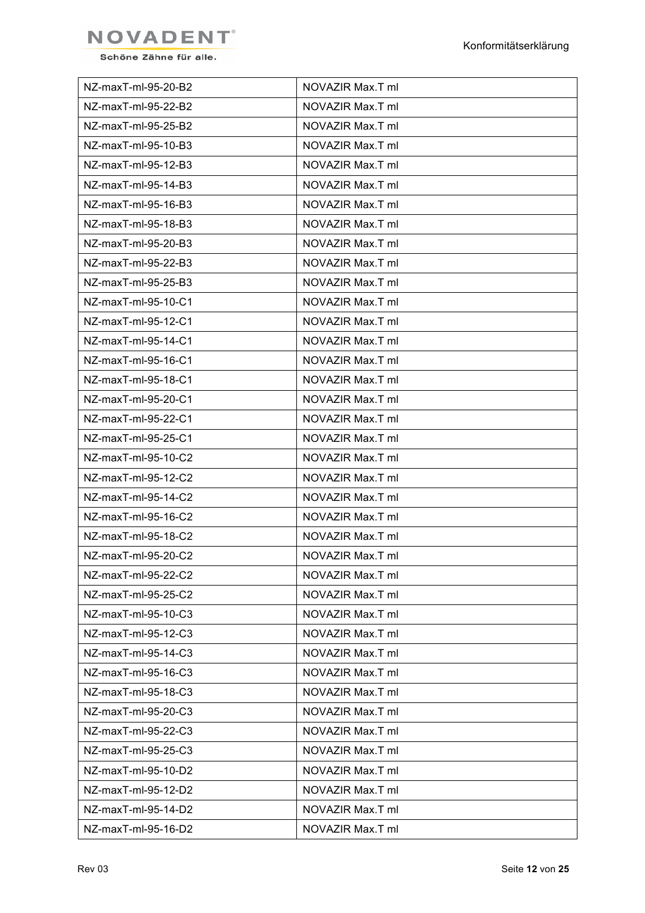| NZ-maxT-ml-95-20-B2 | NOVAZIR Max.T ml |
|---|---|
| NZ-maxT-ml-95-22-B2 | NOVAZIR Max.T ml |
| NZ-maxT-ml-95-25-B2 | NOVAZIR Max.T ml |
| NZ-maxT-ml-95-10-B3 | NOVAZIR Max.T ml |
| NZ-maxT-ml-95-12-B3 | NOVAZIR Max.T ml |
| NZ-maxT-ml-95-14-B3 | NOVAZIR Max.T ml |
| NZ-maxT-ml-95-16-B3 | NOVAZIR Max.T ml |
| NZ-maxT-ml-95-18-B3 | NOVAZIR Max.T ml |
| NZ-maxT-ml-95-20-B3 | NOVAZIR Max.T ml |
| NZ-maxT-ml-95-22-B3 | NOVAZIR Max.T ml |
| NZ-maxT-ml-95-25-B3 | NOVAZIR Max.T ml |
| NZ-maxT-ml-95-10-C1 | NOVAZIR Max.T ml |
| NZ-maxT-ml-95-12-C1 | NOVAZIR Max.T ml |
| NZ-maxT-ml-95-14-C1 | NOVAZIR Max.T ml |
| NZ-maxT-ml-95-16-C1 | NOVAZIR Max.T ml |
| NZ-maxT-ml-95-18-C1 | NOVAZIR Max.T ml |
| NZ-maxT-ml-95-20-C1 | NOVAZIR Max.T ml |
| NZ-maxT-ml-95-22-C1 | NOVAZIR Max.T ml |
| NZ-maxT-ml-95-25-C1 | NOVAZIR Max.T ml |
| NZ-maxT-ml-95-10-C2 | NOVAZIR Max.T ml |
| NZ-maxT-ml-95-12-C2 | NOVAZIR Max.T ml |
| NZ-maxT-ml-95-14-C2 | NOVAZIR Max.T ml |
| NZ-maxT-ml-95-16-C2 | NOVAZIR Max.T ml |
| NZ-maxT-ml-95-18-C2 | NOVAZIR Max.T ml |
| NZ-maxT-ml-95-20-C2 | NOVAZIR Max.T ml |
| NZ-maxT-ml-95-22-C2 | NOVAZIR Max.T ml |
| NZ-maxT-ml-95-25-C2 | NOVAZIR Max.T ml |
| NZ-maxT-ml-95-10-C3 | NOVAZIR Max.T ml |
| NZ-maxT-ml-95-12-C3 | NOVAZIR Max.T ml |
| NZ-maxT-ml-95-14-C3 | NOVAZIR Max.T ml |
| NZ-maxT-ml-95-16-C3 | NOVAZIR Max.T ml |
| NZ-maxT-ml-95-18-C3 | NOVAZIR Max.T ml |
| NZ-maxT-ml-95-20-C3 | NOVAZIR Max.T ml |
| NZ-maxT-ml-95-22-C3 | NOVAZIR Max.T ml |
| NZ-maxT-ml-95-25-C3 | NOVAZIR Max.T ml |
| NZ-maxT-ml-95-10-D2 | NOVAZIR Max.T ml |
| NZ-maxT-ml-95-12-D2 | NOVAZIR Max.T ml |
| NZ-maxT-ml-95-14-D2 | NOVAZIR Max.T ml |
| NZ-maxT-ml-95-16-D2 | NOVAZIR Max.T ml |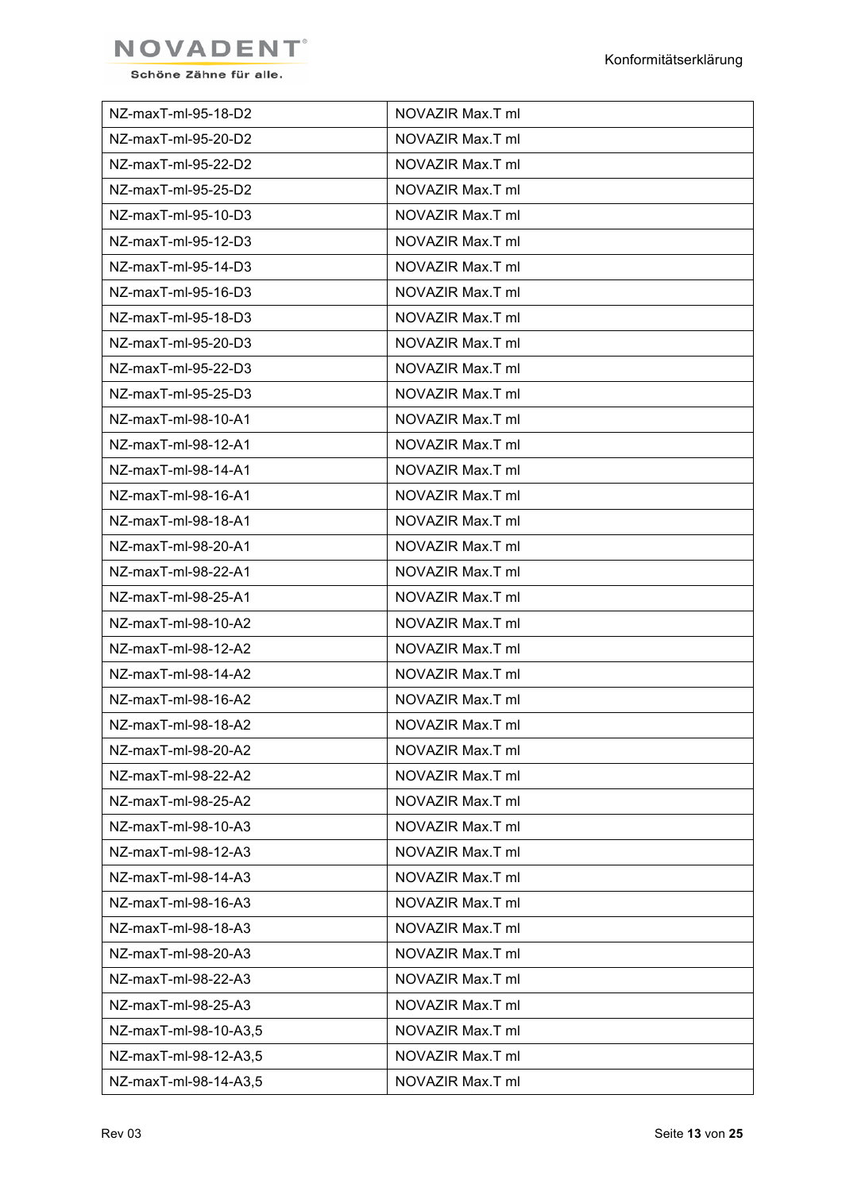| NZ-maxT-ml-95-18-D2 | NOVAZIR Max.T ml |
|---|---|
| NZ-maxT-ml-95-20-D2 | NOVAZIR Max.T ml |
| NZ-maxT-ml-95-22-D2 | NOVAZIR Max.T ml |
| NZ-maxT-ml-95-25-D2 | NOVAZIR Max.T ml |
| NZ-maxT-ml-95-10-D3 | NOVAZIR Max.T ml |
| NZ-maxT-ml-95-12-D3 | NOVAZIR Max.T ml |
| NZ-maxT-ml-95-14-D3 | NOVAZIR Max.T ml |
| NZ-maxT-ml-95-16-D3 | NOVAZIR Max.T ml |
| NZ-maxT-ml-95-18-D3 | NOVAZIR Max.T ml |
| NZ-maxT-ml-95-20-D3 | NOVAZIR Max.T ml |
| NZ-maxT-ml-95-22-D3 | NOVAZIR Max.T ml |
| NZ-maxT-ml-95-25-D3 | NOVAZIR Max.T ml |
| NZ-maxT-ml-98-10-A1 | NOVAZIR Max.T ml |
| NZ-maxT-ml-98-12-A1 | NOVAZIR Max.T ml |
| NZ-maxT-ml-98-14-A1 | NOVAZIR Max.T ml |
| NZ-maxT-ml-98-16-A1 | NOVAZIR Max.T ml |
| NZ-maxT-ml-98-18-A1 | NOVAZIR Max.T ml |
| NZ-maxT-ml-98-20-A1 | NOVAZIR Max.T ml |
| NZ-maxT-ml-98-22-A1 | NOVAZIR Max.T ml |
| NZ-maxT-ml-98-25-A1 | NOVAZIR Max.T ml |
| NZ-maxT-ml-98-10-A2 | NOVAZIR Max.T ml |
| NZ-maxT-ml-98-12-A2 | NOVAZIR Max.T ml |
| NZ-maxT-ml-98-14-A2 | NOVAZIR Max.T ml |
| NZ-maxT-ml-98-16-A2 | NOVAZIR Max.T ml |
| NZ-maxT-ml-98-18-A2 | NOVAZIR Max.T ml |
| NZ-maxT-ml-98-20-A2 | NOVAZIR Max.T ml |
| NZ-maxT-ml-98-22-A2 | NOVAZIR Max.T ml |
| NZ-maxT-ml-98-25-A2 | NOVAZIR Max.T ml |
| NZ-maxT-ml-98-10-A3 | NOVAZIR Max.T ml |
| NZ-maxT-ml-98-12-A3 | NOVAZIR Max.T ml |
| NZ-maxT-ml-98-14-A3 | NOVAZIR Max.T ml |
| NZ-maxT-ml-98-16-A3 | NOVAZIR Max.T ml |
| NZ-maxT-ml-98-18-A3 | NOVAZIR Max.T ml |
| NZ-maxT-ml-98-20-A3 | NOVAZIR Max.T ml |
| NZ-maxT-ml-98-22-A3 | NOVAZIR Max.T ml |
| NZ-maxT-ml-98-25-A3 | NOVAZIR Max.T ml |
| NZ-maxT-ml-98-10-A3,5 | NOVAZIR Max.T ml |
| NZ-maxT-ml-98-12-A3,5 | NOVAZIR Max.T ml |
| NZ-maxT-ml-98-14-A3,5 | NOVAZIR Max.T ml |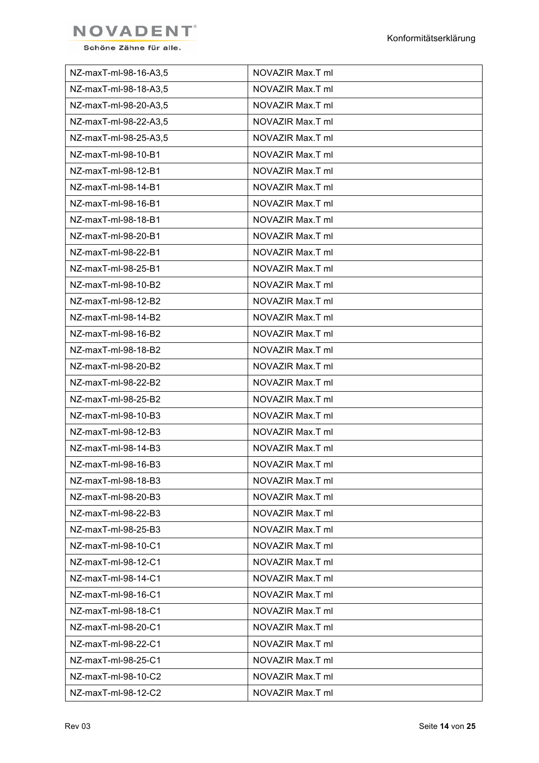| | |
|---|---|
| NZ-maxT-ml-98-16-A3,5 | NOVAZIR Max.T ml |
| NZ-maxT-ml-98-18-A3,5 | NOVAZIR Max.T ml |
| NZ-maxT-ml-98-20-A3,5 | NOVAZIR Max.T ml |
| NZ-maxT-ml-98-22-A3,5 | NOVAZIR Max.T ml |
| NZ-maxT-ml-98-25-A3,5 | NOVAZIR Max.T ml |
| NZ-maxT-ml-98-10-B1 | NOVAZIR Max.T ml |
| NZ-maxT-ml-98-12-B1 | NOVAZIR Max.T ml |
| NZ-maxT-ml-98-14-B1 | NOVAZIR Max.T ml |
| NZ-maxT-ml-98-16-B1 | NOVAZIR Max.T ml |
| NZ-maxT-ml-98-18-B1 | NOVAZIR Max.T ml |
| NZ-maxT-ml-98-20-B1 | NOVAZIR Max.T ml |
| NZ-maxT-ml-98-22-B1 | NOVAZIR Max.T ml |
| NZ-maxT-ml-98-25-B1 | NOVAZIR Max.T ml |
| NZ-maxT-ml-98-10-B2 | NOVAZIR Max.T ml |
| NZ-maxT-ml-98-12-B2 | NOVAZIR Max.T ml |
| NZ-maxT-ml-98-14-B2 | NOVAZIR Max.T ml |
| NZ-maxT-ml-98-16-B2 | NOVAZIR Max.T ml |
| NZ-maxT-ml-98-18-B2 | NOVAZIR Max.T ml |
| NZ-maxT-ml-98-20-B2 | NOVAZIR Max.T ml |
| NZ-maxT-ml-98-22-B2 | NOVAZIR Max.T ml |
| NZ-maxT-ml-98-25-B2 | NOVAZIR Max.T ml |
| NZ-maxT-ml-98-10-B3 | NOVAZIR Max.T ml |
| NZ-maxT-ml-98-12-B3 | NOVAZIR Max.T ml |
| NZ-maxT-ml-98-14-B3 | NOVAZIR Max.T ml |
| NZ-maxT-ml-98-16-B3 | NOVAZIR Max.T ml |
| NZ-maxT-ml-98-18-B3 | NOVAZIR Max.T ml |
| NZ-maxT-ml-98-20-B3 | NOVAZIR Max.T ml |
| NZ-maxT-ml-98-22-B3 | NOVAZIR Max.T ml |
| NZ-maxT-ml-98-25-B3 | NOVAZIR Max.T ml |
| NZ-maxT-ml-98-10-C1 | NOVAZIR Max.T ml |
| NZ-maxT-ml-98-12-C1 | NOVAZIR Max.T ml |
| NZ-maxT-ml-98-14-C1 | NOVAZIR Max.T ml |
| NZ-maxT-ml-98-16-C1 | NOVAZIR Max.T ml |
| NZ-maxT-ml-98-18-C1 | NOVAZIR Max.T ml |
| NZ-maxT-ml-98-20-C1 | NOVAZIR Max.T ml |
| NZ-maxT-ml-98-22-C1 | NOVAZIR Max.T ml |
| NZ-maxT-ml-98-25-C1 | NOVAZIR Max.T ml |
| NZ-maxT-ml-98-10-C2 | NOVAZIR Max.T ml |
| NZ-maxT-ml-98-12-C2 | NOVAZIR Max.T ml |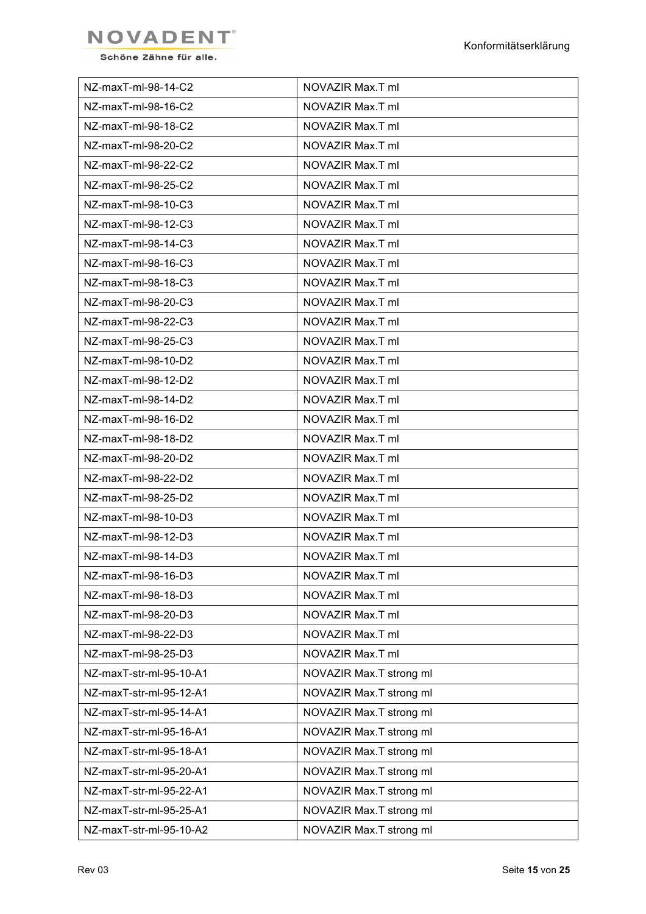| NZ-maxT-ml-98-14-C2 | NOVAZIR Max.T ml |
|---|---|
| NZ-maxT-ml-98-16-C2 | NOVAZIR Max.T ml |
| NZ-maxT-ml-98-18-C2 | NOVAZIR Max.T ml |
| NZ-maxT-ml-98-20-C2 | NOVAZIR Max.T ml |
| NZ-maxT-ml-98-22-C2 | NOVAZIR Max.T ml |
| NZ-maxT-ml-98-25-C2 | NOVAZIR Max.T ml |
| NZ-maxT-ml-98-10-C3 | NOVAZIR Max.T ml |
| NZ-maxT-ml-98-12-C3 | NOVAZIR Max.T ml |
| NZ-maxT-ml-98-14-C3 | NOVAZIR Max.T ml |
| NZ-maxT-ml-98-16-C3 | NOVAZIR Max.T ml |
| NZ-maxT-ml-98-18-C3 | NOVAZIR Max.T ml |
| NZ-maxT-ml-98-20-C3 | NOVAZIR Max.T ml |
| NZ-maxT-ml-98-22-C3 | NOVAZIR Max.T ml |
| NZ-maxT-ml-98-25-C3 | NOVAZIR Max.T ml |
| NZ-maxT-ml-98-10-D2 | NOVAZIR Max.T ml |
| NZ-maxT-ml-98-12-D2 | NOVAZIR Max.T ml |
| NZ-maxT-ml-98-14-D2 | NOVAZIR Max.T ml |
| NZ-maxT-ml-98-16-D2 | NOVAZIR Max.T ml |
| NZ-maxT-ml-98-18-D2 | NOVAZIR Max.T ml |
| NZ-maxT-ml-98-20-D2 | NOVAZIR Max.T ml |
| NZ-maxT-ml-98-22-D2 | NOVAZIR Max.T ml |
| NZ-maxT-ml-98-25-D2 | NOVAZIR Max.T ml |
| NZ-maxT-ml-98-10-D3 | NOVAZIR Max.T ml |
| NZ-maxT-ml-98-12-D3 | NOVAZIR Max.T ml |
| NZ-maxT-ml-98-14-D3 | NOVAZIR Max.T ml |
| NZ-maxT-ml-98-16-D3 | NOVAZIR Max.T ml |
| NZ-maxT-ml-98-18-D3 | NOVAZIR Max.T ml |
| NZ-maxT-ml-98-20-D3 | NOVAZIR Max.T ml |
| NZ-maxT-ml-98-22-D3 | NOVAZIR Max.T ml |
| NZ-maxT-ml-98-25-D3 | NOVAZIR Max.T ml |
| NZ-maxT-str-ml-95-10-A1 | NOVAZIR Max.T strong ml |
| NZ-maxT-str-ml-95-12-A1 | NOVAZIR Max.T strong ml |
| NZ-maxT-str-ml-95-14-A1 | NOVAZIR Max.T strong ml |
| NZ-maxT-str-ml-95-16-A1 | NOVAZIR Max.T strong ml |
| NZ-maxT-str-ml-95-18-A1 | NOVAZIR Max.T strong ml |
| NZ-maxT-str-ml-95-20-A1 | NOVAZIR Max.T strong ml |
| NZ-maxT-str-ml-95-22-A1 | NOVAZIR Max.T strong ml |
| NZ-maxT-str-ml-95-25-A1 | NOVAZIR Max.T strong ml |
| NZ-maxT-str-ml-95-10-A2 | NOVAZIR Max.T strong ml |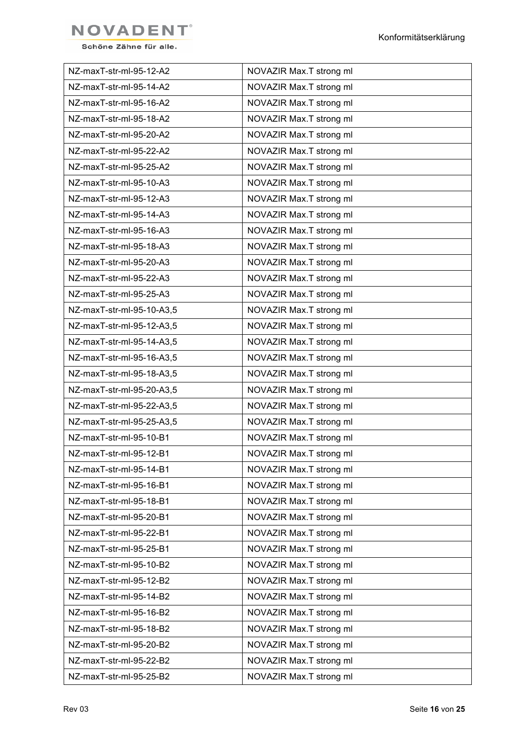| NZ-maxT-str-ml-95-12-A2 | NOVAZIR Max.T strong ml |
|---|---|
| NZ-maxT-str-ml-95-14-A2 | NOVAZIR Max.T strong ml |
| NZ-maxT-str-ml-95-16-A2 | NOVAZIR Max.T strong ml |
| NZ-maxT-str-ml-95-18-A2 | NOVAZIR Max.T strong ml |
| NZ-maxT-str-ml-95-20-A2 | NOVAZIR Max.T strong ml |
| NZ-maxT-str-ml-95-22-A2 | NOVAZIR Max.T strong ml |
| NZ-maxT-str-ml-95-25-A2 | NOVAZIR Max.T strong ml |
| NZ-maxT-str-ml-95-10-A3 | NOVAZIR Max.T strong ml |
| NZ-maxT-str-ml-95-12-A3 | NOVAZIR Max.T strong ml |
| NZ-maxT-str-ml-95-14-A3 | NOVAZIR Max.T strong ml |
| NZ-maxT-str-ml-95-16-A3 | NOVAZIR Max.T strong ml |
| NZ-maxT-str-ml-95-18-A3 | NOVAZIR Max.T strong ml |
| NZ-maxT-str-ml-95-20-A3 | NOVAZIR Max.T strong ml |
| NZ-maxT-str-ml-95-22-A3 | NOVAZIR Max.T strong ml |
| NZ-maxT-str-ml-95-25-A3 | NOVAZIR Max.T strong ml |
| NZ-maxT-str-ml-95-10-A3,5 | NOVAZIR Max.T strong ml |
| NZ-maxT-str-ml-95-12-A3,5 | NOVAZIR Max.T strong ml |
| NZ-maxT-str-ml-95-14-A3,5 | NOVAZIR Max.T strong ml |
| NZ-maxT-str-ml-95-16-A3,5 | NOVAZIR Max.T strong ml |
| NZ-maxT-str-ml-95-18-A3,5 | NOVAZIR Max.T strong ml |
| NZ-maxT-str-ml-95-20-A3,5 | NOVAZIR Max.T strong ml |
| NZ-maxT-str-ml-95-22-A3,5 | NOVAZIR Max.T strong ml |
| NZ-maxT-str-ml-95-25-A3,5 | NOVAZIR Max.T strong ml |
| NZ-maxT-str-ml-95-10-B1 | NOVAZIR Max.T strong ml |
| NZ-maxT-str-ml-95-12-B1 | NOVAZIR Max.T strong ml |
| NZ-maxT-str-ml-95-14-B1 | NOVAZIR Max.T strong ml |
| NZ-maxT-str-ml-95-16-B1 | NOVAZIR Max.T strong ml |
| NZ-maxT-str-ml-95-18-B1 | NOVAZIR Max.T strong ml |
| NZ-maxT-str-ml-95-20-B1 | NOVAZIR Max.T strong ml |
| NZ-maxT-str-ml-95-22-B1 | NOVAZIR Max.T strong ml |
| NZ-maxT-str-ml-95-25-B1 | NOVAZIR Max.T strong ml |
| NZ-maxT-str-ml-95-10-B2 | NOVAZIR Max.T strong ml |
| NZ-maxT-str-ml-95-12-B2 | NOVAZIR Max.T strong ml |
| NZ-maxT-str-ml-95-14-B2 | NOVAZIR Max.T strong ml |
| NZ-maxT-str-ml-95-16-B2 | NOVAZIR Max.T strong ml |
| NZ-maxT-str-ml-95-18-B2 | NOVAZIR Max.T strong ml |
| NZ-maxT-str-ml-95-20-B2 | NOVAZIR Max.T strong ml |
| NZ-maxT-str-ml-95-22-B2 | NOVAZIR Max.T strong ml |
| NZ-maxT-str-ml-95-25-B2 | NOVAZIR Max.T strong ml |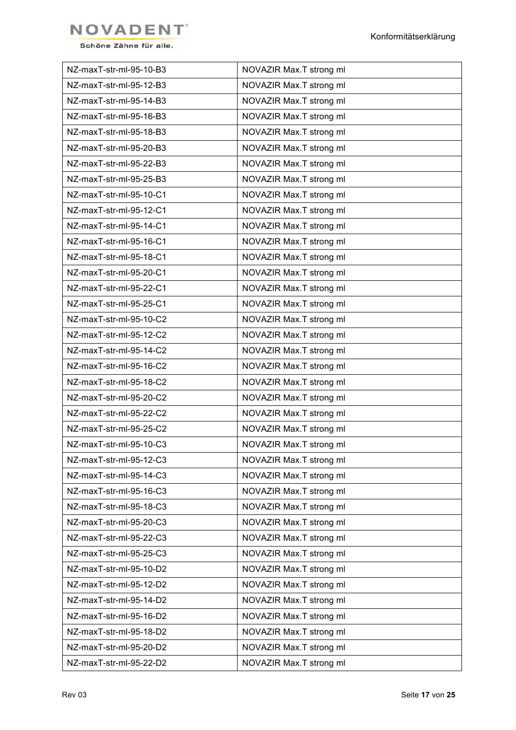| NZ-maxT-str-ml-95-10-B3 | NOVAZIR Max.T strong ml |
|---|---|
| NZ-maxT-str-ml-95-12-B3 | NOVAZIR Max.T strong ml |
| NZ-maxT-str-ml-95-14-B3 | NOVAZIR Max.T strong ml |
| NZ-maxT-str-ml-95-16-B3 | NOVAZIR Max.T strong ml |
| NZ-maxT-str-ml-95-18-B3 | NOVAZIR Max.T strong ml |
| NZ-maxT-str-ml-95-20-B3 | NOVAZIR Max.T strong ml |
| NZ-maxT-str-ml-95-22-B3 | NOVAZIR Max.T strong ml |
| NZ-maxT-str-ml-95-25-B3 | NOVAZIR Max.T strong ml |
| NZ-maxT-str-ml-95-10-C1 | NOVAZIR Max.T strong ml |
| NZ-maxT-str-ml-95-12-C1 | NOVAZIR Max.T strong ml |
| NZ-maxT-str-ml-95-14-C1 | NOVAZIR Max.T strong ml |
| NZ-maxT-str-ml-95-16-C1 | NOVAZIR Max.T strong ml |
| NZ-maxT-str-ml-95-18-C1 | NOVAZIR Max.T strong ml |
| NZ-maxT-str-ml-95-20-C1 | NOVAZIR Max.T strong ml |
| NZ-maxT-str-ml-95-22-C1 | NOVAZIR Max.T strong ml |
| NZ-maxT-str-ml-95-25-C1 | NOVAZIR Max.T strong ml |
| NZ-maxT-str-ml-95-10-C2 | NOVAZIR Max.T strong ml |
| NZ-maxT-str-ml-95-12-C2 | NOVAZIR Max.T strong ml |
| NZ-maxT-str-ml-95-14-C2 | NOVAZIR Max.T strong ml |
| NZ-maxT-str-ml-95-16-C2 | NOVAZIR Max.T strong ml |
| NZ-maxT-str-ml-95-18-C2 | NOVAZIR Max.T strong ml |
| NZ-maxT-str-ml-95-20-C2 | NOVAZIR Max.T strong ml |
| NZ-maxT-str-ml-95-22-C2 | NOVAZIR Max.T strong ml |
| NZ-maxT-str-ml-95-25-C2 | NOVAZIR Max.T strong ml |
| NZ-maxT-str-ml-95-10-C3 | NOVAZIR Max.T strong ml |
| NZ-maxT-str-ml-95-12-C3 | NOVAZIR Max.T strong ml |
| NZ-maxT-str-ml-95-14-C3 | NOVAZIR Max.T strong ml |
| NZ-maxT-str-ml-95-16-C3 | NOVAZIR Max.T strong ml |
| NZ-maxT-str-ml-95-18-C3 | NOVAZIR Max.T strong ml |
| NZ-maxT-str-ml-95-20-C3 | NOVAZIR Max.T strong ml |
| NZ-maxT-str-ml-95-22-C3 | NOVAZIR Max.T strong ml |
| NZ-maxT-str-ml-95-25-C3 | NOVAZIR Max.T strong ml |
| NZ-maxT-str-ml-95-10-D2 | NOVAZIR Max.T strong ml |
| NZ-maxT-str-ml-95-12-D2 | NOVAZIR Max.T strong ml |
| NZ-maxT-str-ml-95-14-D2 | NOVAZIR Max.T strong ml |
| NZ-maxT-str-ml-95-16-D2 | NOVAZIR Max.T strong ml |
| NZ-maxT-str-ml-95-18-D2 | NOVAZIR Max.T strong ml |
| NZ-maxT-str-ml-95-20-D2 | NOVAZIR Max.T strong ml |
| NZ-maxT-str-ml-95-22-D2 | NOVAZIR Max.T strong ml |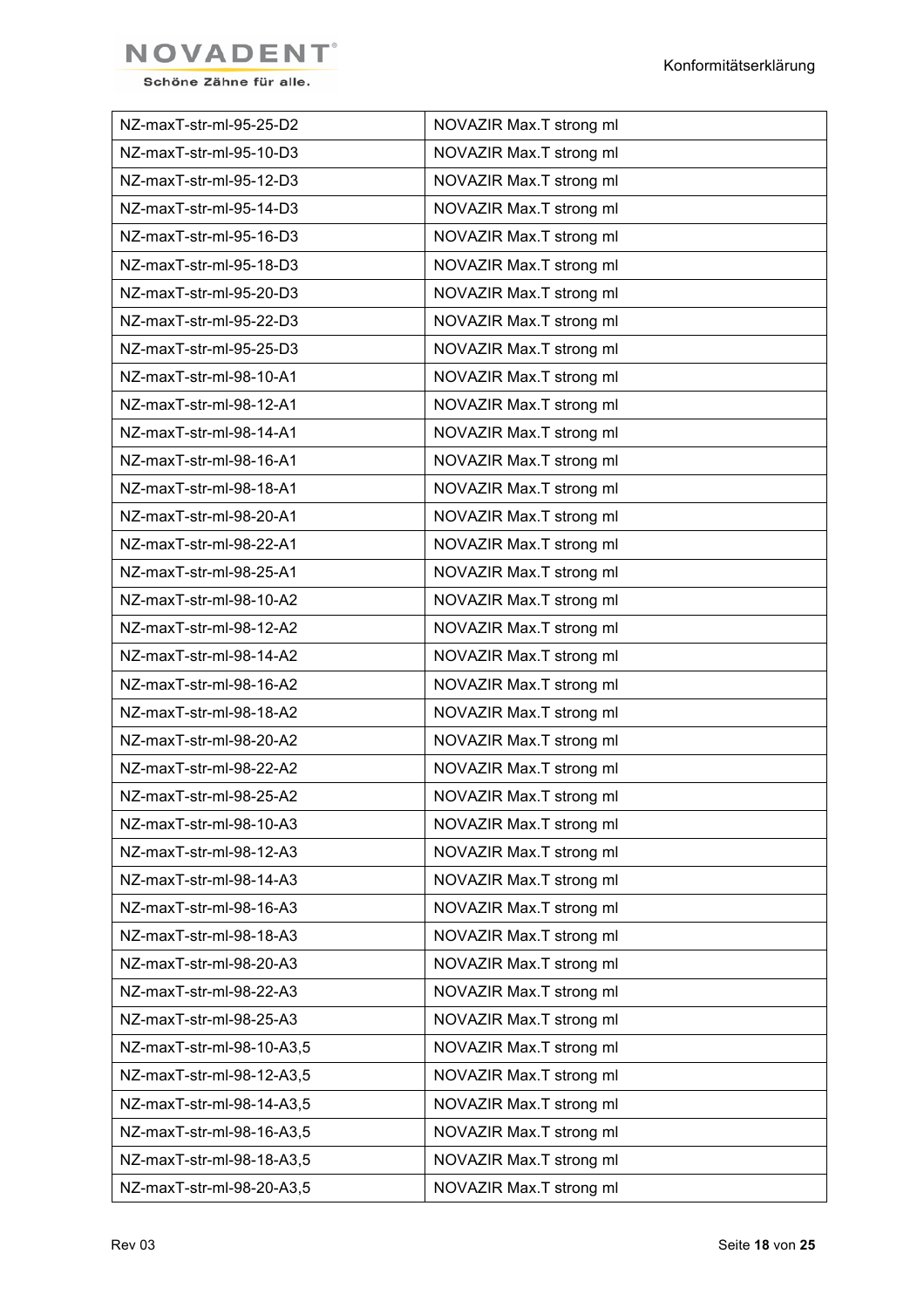| NZ-maxT-str-ml-95-25-D2 | NOVAZIR Max.T strong ml |
|---|---|
| NZ-maxT-str-ml-95-10-D3 | NOVAZIR Max.T strong ml |
| NZ-maxT-str-ml-95-12-D3 | NOVAZIR Max.T strong ml |
| NZ-maxT-str-ml-95-14-D3 | NOVAZIR Max.T strong ml |
| NZ-maxT-str-ml-95-16-D3 | NOVAZIR Max.T strong ml |
| NZ-maxT-str-ml-95-18-D3 | NOVAZIR Max.T strong ml |
| NZ-maxT-str-ml-95-20-D3 | NOVAZIR Max.T strong ml |
| NZ-maxT-str-ml-95-22-D3 | NOVAZIR Max.T strong ml |
| NZ-maxT-str-ml-95-25-D3 | NOVAZIR Max.T strong ml |
| NZ-maxT-str-ml-98-10-A1 | NOVAZIR Max.T strong ml |
| NZ-maxT-str-ml-98-12-A1 | NOVAZIR Max.T strong ml |
| NZ-maxT-str-ml-98-14-A1 | NOVAZIR Max.T strong ml |
| NZ-maxT-str-ml-98-16-A1 | NOVAZIR Max.T strong ml |
| NZ-maxT-str-ml-98-18-A1 | NOVAZIR Max.T strong ml |
| NZ-maxT-str-ml-98-20-A1 | NOVAZIR Max.T strong ml |
| NZ-maxT-str-ml-98-22-A1 | NOVAZIR Max.T strong ml |
| NZ-maxT-str-ml-98-25-A1 | NOVAZIR Max.T strong ml |
| NZ-maxT-str-ml-98-10-A2 | NOVAZIR Max.T strong ml |
| NZ-maxT-str-ml-98-12-A2 | NOVAZIR Max.T strong ml |
| NZ-maxT-str-ml-98-14-A2 | NOVAZIR Max.T strong ml |
| NZ-maxT-str-ml-98-16-A2 | NOVAZIR Max.T strong ml |
| NZ-maxT-str-ml-98-18-A2 | NOVAZIR Max.T strong ml |
| NZ-maxT-str-ml-98-20-A2 | NOVAZIR Max.T strong ml |
| NZ-maxT-str-ml-98-22-A2 | NOVAZIR Max.T strong ml |
| NZ-maxT-str-ml-98-25-A2 | NOVAZIR Max.T strong ml |
| NZ-maxT-str-ml-98-10-A3 | NOVAZIR Max.T strong ml |
| NZ-maxT-str-ml-98-12-A3 | NOVAZIR Max.T strong ml |
| NZ-maxT-str-ml-98-14-A3 | NOVAZIR Max.T strong ml |
| NZ-maxT-str-ml-98-16-A3 | NOVAZIR Max.T strong ml |
| NZ-maxT-str-ml-98-18-A3 | NOVAZIR Max.T strong ml |
| NZ-maxT-str-ml-98-20-A3 | NOVAZIR Max.T strong ml |
| NZ-maxT-str-ml-98-22-A3 | NOVAZIR Max.T strong ml |
| NZ-maxT-str-ml-98-25-A3 | NOVAZIR Max.T strong ml |
| NZ-maxT-str-ml-98-10-A3,5 | NOVAZIR Max.T strong ml |
| NZ-maxT-str-ml-98-12-A3,5 | NOVAZIR Max.T strong ml |
| NZ-maxT-str-ml-98-14-A3,5 | NOVAZIR Max.T strong ml |
| NZ-maxT-str-ml-98-16-A3,5 | NOVAZIR Max.T strong ml |
| NZ-maxT-str-ml-98-18-A3,5 | NOVAZIR Max.T strong ml |
| NZ-maxT-str-ml-98-20-A3,5 | NOVAZIR Max.T strong ml |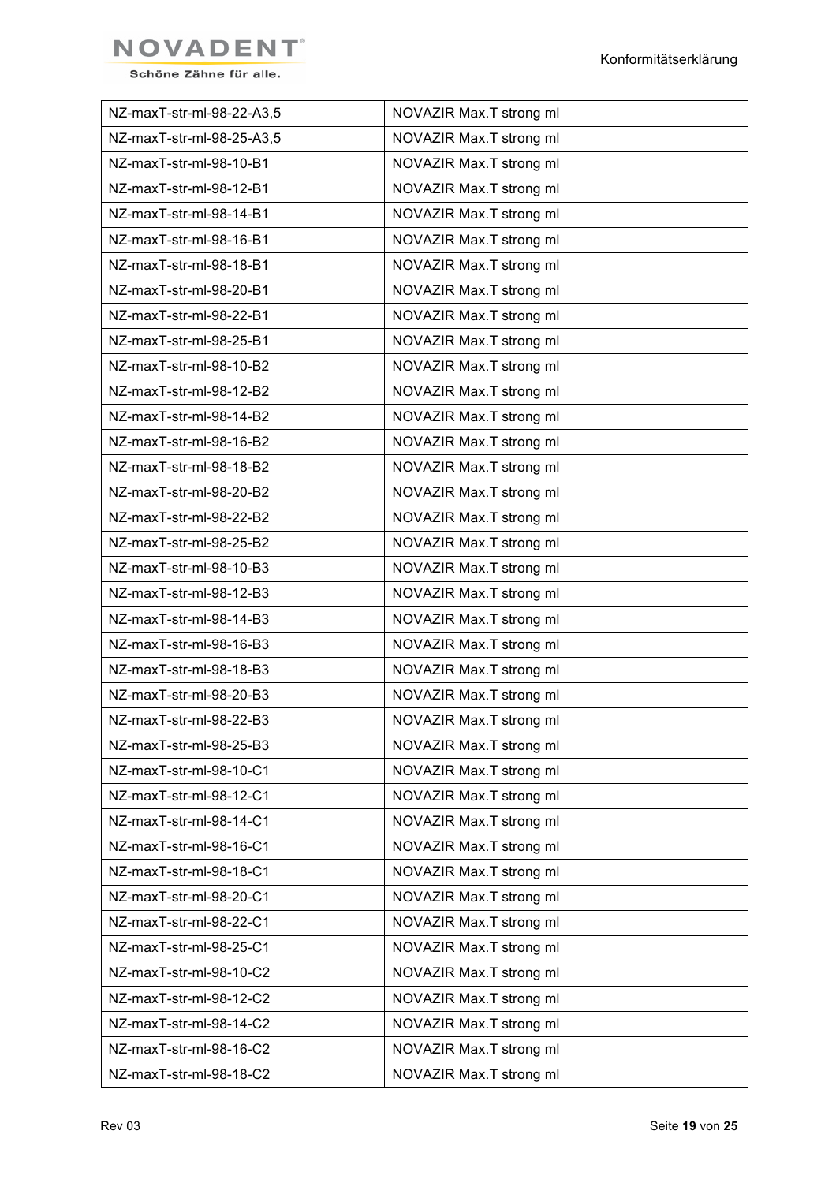| | |
|---|---|
| NZ-maxT-str-ml-98-22-A3,5 | NOVAZIR Max.T strong ml |
| NZ-maxT-str-ml-98-25-A3,5 | NOVAZIR Max.T strong ml |
| NZ-maxT-str-ml-98-10-B1 | NOVAZIR Max.T strong ml |
| NZ-maxT-str-ml-98-12-B1 | NOVAZIR Max.T strong ml |
| NZ-maxT-str-ml-98-14-B1 | NOVAZIR Max.T strong ml |
| NZ-maxT-str-ml-98-16-B1 | NOVAZIR Max.T strong ml |
| NZ-maxT-str-ml-98-18-B1 | NOVAZIR Max.T strong ml |
| NZ-maxT-str-ml-98-20-B1 | NOVAZIR Max.T strong ml |
| NZ-maxT-str-ml-98-22-B1 | NOVAZIR Max.T strong ml |
| NZ-maxT-str-ml-98-25-B1 | NOVAZIR Max.T strong ml |
| NZ-maxT-str-ml-98-10-B2 | NOVAZIR Max.T strong ml |
| NZ-maxT-str-ml-98-12-B2 | NOVAZIR Max.T strong ml |
| NZ-maxT-str-ml-98-14-B2 | NOVAZIR Max.T strong ml |
| NZ-maxT-str-ml-98-16-B2 | NOVAZIR Max.T strong ml |
| NZ-maxT-str-ml-98-18-B2 | NOVAZIR Max.T strong ml |
| NZ-maxT-str-ml-98-20-B2 | NOVAZIR Max.T strong ml |
| NZ-maxT-str-ml-98-22-B2 | NOVAZIR Max.T strong ml |
| NZ-maxT-str-ml-98-25-B2 | NOVAZIR Max.T strong ml |
| NZ-maxT-str-ml-98-10-B3 | NOVAZIR Max.T strong ml |
| NZ-maxT-str-ml-98-12-B3 | NOVAZIR Max.T strong ml |
| NZ-maxT-str-ml-98-14-B3 | NOVAZIR Max.T strong ml |
| NZ-maxT-str-ml-98-16-B3 | NOVAZIR Max.T strong ml |
| NZ-maxT-str-ml-98-18-B3 | NOVAZIR Max.T strong ml |
| NZ-maxT-str-ml-98-20-B3 | NOVAZIR Max.T strong ml |
| NZ-maxT-str-ml-98-22-B3 | NOVAZIR Max.T strong ml |
| NZ-maxT-str-ml-98-25-B3 | NOVAZIR Max.T strong ml |
| NZ-maxT-str-ml-98-10-C1 | NOVAZIR Max.T strong ml |
| NZ-maxT-str-ml-98-12-C1 | NOVAZIR Max.T strong ml |
| NZ-maxT-str-ml-98-14-C1 | NOVAZIR Max.T strong ml |
| NZ-maxT-str-ml-98-16-C1 | NOVAZIR Max.T strong ml |
| NZ-maxT-str-ml-98-18-C1 | NOVAZIR Max.T strong ml |
| NZ-maxT-str-ml-98-20-C1 | NOVAZIR Max.T strong ml |
| NZ-maxT-str-ml-98-22-C1 | NOVAZIR Max.T strong ml |
| NZ-maxT-str-ml-98-25-C1 | NOVAZIR Max.T strong ml |
| NZ-maxT-str-ml-98-10-C2 | NOVAZIR Max.T strong ml |
| NZ-maxT-str-ml-98-12-C2 | NOVAZIR Max.T strong ml |
| NZ-maxT-str-ml-98-14-C2 | NOVAZIR Max.T strong ml |
| NZ-maxT-str-ml-98-16-C2 | NOVAZIR Max.T strong ml |
| NZ-maxT-str-ml-98-18-C2 | NOVAZIR Max.T strong ml |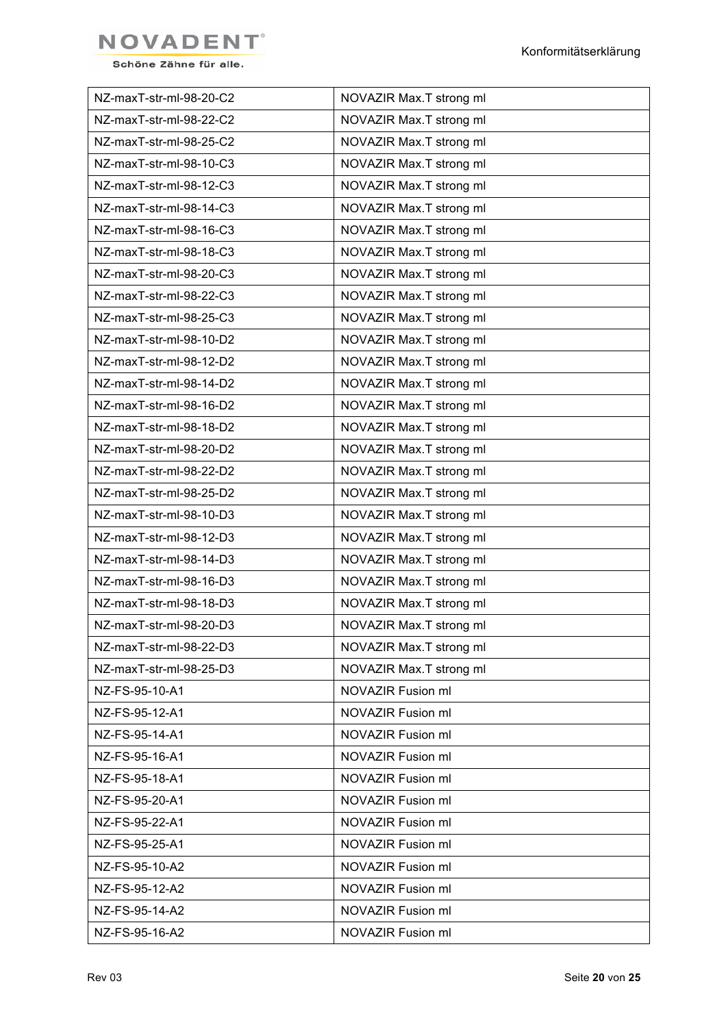| NZ-maxT-str-ml-98-20-C2 | NOVAZIR Max.T strong ml |
|---|---|
| NZ-maxT-str-ml-98-22-C2 | NOVAZIR Max.T strong ml |
| NZ-maxT-str-ml-98-25-C2 | NOVAZIR Max.T strong ml |
| NZ-maxT-str-ml-98-10-C3 | NOVAZIR Max.T strong ml |
| NZ-maxT-str-ml-98-12-C3 | NOVAZIR Max.T strong ml |
| NZ-maxT-str-ml-98-14-C3 | NOVAZIR Max.T strong ml |
| NZ-maxT-str-ml-98-16-C3 | NOVAZIR Max.T strong ml |
| NZ-maxT-str-ml-98-18-C3 | NOVAZIR Max.T strong ml |
| NZ-maxT-str-ml-98-20-C3 | NOVAZIR Max.T strong ml |
| NZ-maxT-str-ml-98-22-C3 | NOVAZIR Max.T strong ml |
| NZ-maxT-str-ml-98-25-C3 | NOVAZIR Max.T strong ml |
| NZ-maxT-str-ml-98-10-D2 | NOVAZIR Max.T strong ml |
| NZ-maxT-str-ml-98-12-D2 | NOVAZIR Max.T strong ml |
| NZ-maxT-str-ml-98-14-D2 | NOVAZIR Max.T strong ml |
| NZ-maxT-str-ml-98-16-D2 | NOVAZIR Max.T strong ml |
| NZ-maxT-str-ml-98-18-D2 | NOVAZIR Max.T strong ml |
| NZ-maxT-str-ml-98-20-D2 | NOVAZIR Max.T strong ml |
| NZ-maxT-str-ml-98-22-D2 | NOVAZIR Max.T strong ml |
| NZ-maxT-str-ml-98-25-D2 | NOVAZIR Max.T strong ml |
| NZ-maxT-str-ml-98-10-D3 | NOVAZIR Max.T strong ml |
| NZ-maxT-str-ml-98-12-D3 | NOVAZIR Max.T strong ml |
| NZ-maxT-str-ml-98-14-D3 | NOVAZIR Max.T strong ml |
| NZ-maxT-str-ml-98-16-D3 | NOVAZIR Max.T strong ml |
| NZ-maxT-str-ml-98-18-D3 | NOVAZIR Max.T strong ml |
| NZ-maxT-str-ml-98-20-D3 | NOVAZIR Max.T strong ml |
| NZ-maxT-str-ml-98-22-D3 | NOVAZIR Max.T strong ml |
| NZ-maxT-str-ml-98-25-D3 | NOVAZIR Max.T strong ml |
| NZ-FS-95-10-A1 | NOVAZIR Fusion ml |
| NZ-FS-95-12-A1 | NOVAZIR Fusion ml |
| NZ-FS-95-14-A1 | NOVAZIR Fusion ml |
| NZ-FS-95-16-A1 | NOVAZIR Fusion ml |
| NZ-FS-95-18-A1 | NOVAZIR Fusion ml |
| NZ-FS-95-20-A1 | NOVAZIR Fusion ml |
| NZ-FS-95-22-A1 | NOVAZIR Fusion ml |
| NZ-FS-95-25-A1 | NOVAZIR Fusion ml |
| NZ-FS-95-10-A2 | NOVAZIR Fusion ml |
| NZ-FS-95-12-A2 | NOVAZIR Fusion ml |
| NZ-FS-95-14-A2 | NOVAZIR Fusion ml |
| NZ-FS-95-16-A2 | NOVAZIR Fusion ml |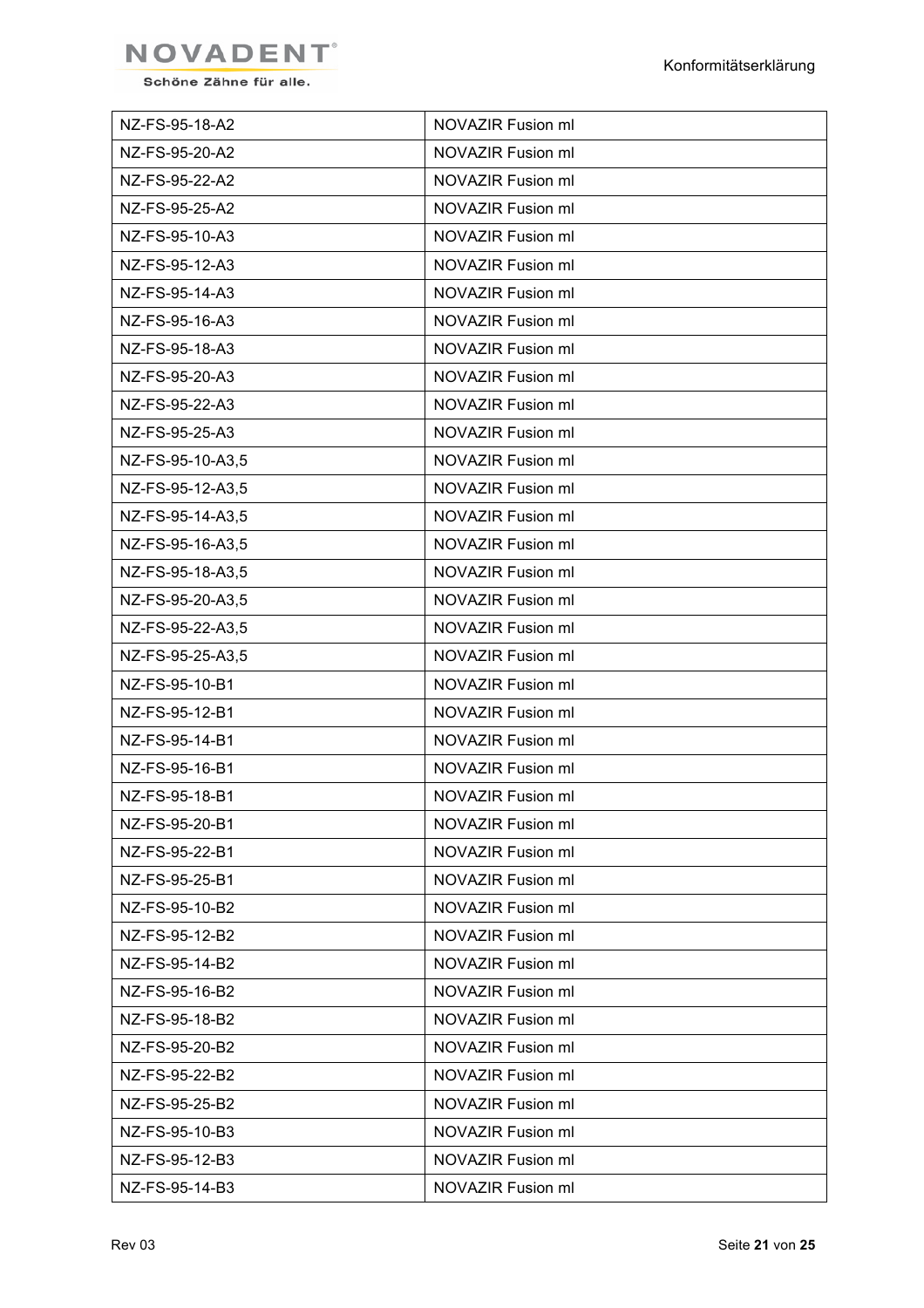| NZ-FS-95-18-A2 | NOVAZIR Fusion ml |
|---|---|
| NZ-FS-95-20-A2 | NOVAZIR Fusion ml |
| NZ-FS-95-22-A2 | NOVAZIR Fusion ml |
| NZ-FS-95-25-A2 | NOVAZIR Fusion ml |
| NZ-FS-95-10-A3 | NOVAZIR Fusion ml |
| NZ-FS-95-12-A3 | NOVAZIR Fusion ml |
| NZ-FS-95-14-A3 | NOVAZIR Fusion ml |
| NZ-FS-95-16-A3 | NOVAZIR Fusion ml |
| NZ-FS-95-18-A3 | NOVAZIR Fusion ml |
| NZ-FS-95-20-A3 | NOVAZIR Fusion ml |
| NZ-FS-95-22-A3 | NOVAZIR Fusion ml |
| NZ-FS-95-25-A3 | NOVAZIR Fusion ml |
| NZ-FS-95-10-A3,5 | NOVAZIR Fusion ml |
| NZ-FS-95-12-A3,5 | NOVAZIR Fusion ml |
| NZ-FS-95-14-A3,5 | NOVAZIR Fusion ml |
| NZ-FS-95-16-A3,5 | NOVAZIR Fusion ml |
| NZ-FS-95-18-A3,5 | NOVAZIR Fusion ml |
| NZ-FS-95-20-A3,5 | NOVAZIR Fusion ml |
| NZ-FS-95-22-A3,5 | NOVAZIR Fusion ml |
| NZ-FS-95-25-A3,5 | NOVAZIR Fusion ml |
| NZ-FS-95-10-B1 | NOVAZIR Fusion ml |
| NZ-FS-95-12-B1 | NOVAZIR Fusion ml |
| NZ-FS-95-14-B1 | NOVAZIR Fusion ml |
| NZ-FS-95-16-B1 | NOVAZIR Fusion ml |
| NZ-FS-95-18-B1 | NOVAZIR Fusion ml |
| NZ-FS-95-20-B1 | NOVAZIR Fusion ml |
| NZ-FS-95-22-B1 | NOVAZIR Fusion ml |
| NZ-FS-95-25-B1 | NOVAZIR Fusion ml |
| NZ-FS-95-10-B2 | NOVAZIR Fusion ml |
| NZ-FS-95-12-B2 | NOVAZIR Fusion ml |
| NZ-FS-95-14-B2 | NOVAZIR Fusion ml |
| NZ-FS-95-16-B2 | NOVAZIR Fusion ml |
| NZ-FS-95-18-B2 | NOVAZIR Fusion ml |
| NZ-FS-95-20-B2 | NOVAZIR Fusion ml |
| NZ-FS-95-22-B2 | NOVAZIR Fusion ml |
| NZ-FS-95-25-B2 | NOVAZIR Fusion ml |
| NZ-FS-95-10-B3 | NOVAZIR Fusion ml |
| NZ-FS-95-12-B3 | NOVAZIR Fusion ml |
| NZ-FS-95-14-B3 | NOVAZIR Fusion ml |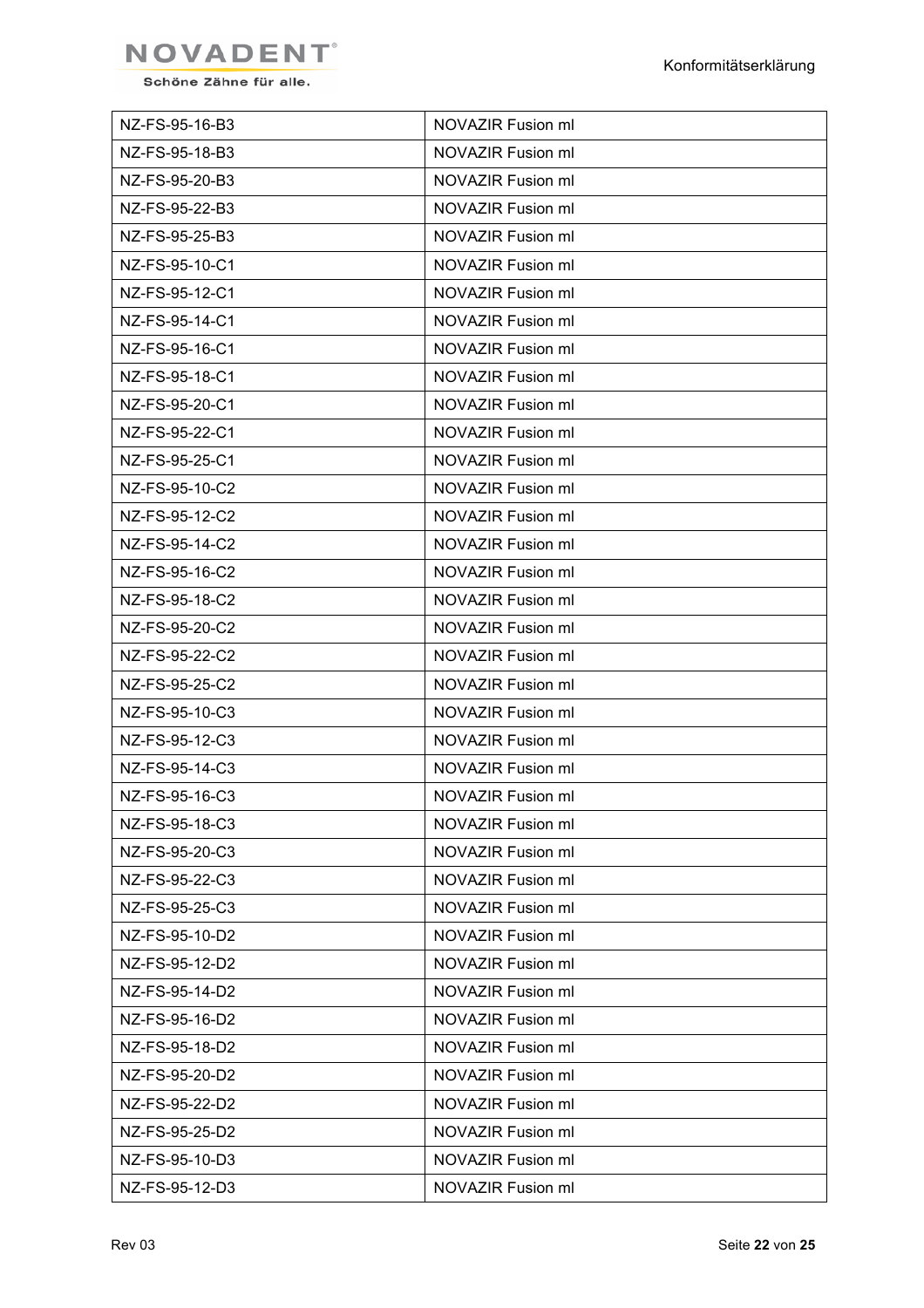| NZ-FS-95-16-B3 | NOVAZIR Fusion ml |
|---|---|
| NZ-FS-95-18-B3 | NOVAZIR Fusion ml |
| NZ-FS-95-20-B3 | NOVAZIR Fusion ml |
| NZ-FS-95-22-B3 | NOVAZIR Fusion ml |
| NZ-FS-95-25-B3 | NOVAZIR Fusion ml |
| NZ-FS-95-10-C1 | NOVAZIR Fusion ml |
| NZ-FS-95-12-C1 | NOVAZIR Fusion ml |
| NZ-FS-95-14-C1 | NOVAZIR Fusion ml |
| NZ-FS-95-16-C1 | NOVAZIR Fusion ml |
| NZ-FS-95-18-C1 | NOVAZIR Fusion ml |
| NZ-FS-95-20-C1 | NOVAZIR Fusion ml |
| NZ-FS-95-22-C1 | NOVAZIR Fusion ml |
| NZ-FS-95-25-C1 | NOVAZIR Fusion ml |
| NZ-FS-95-10-C2 | NOVAZIR Fusion ml |
| NZ-FS-95-12-C2 | NOVAZIR Fusion ml |
| NZ-FS-95-14-C2 | NOVAZIR Fusion ml |
| NZ-FS-95-16-C2 | NOVAZIR Fusion ml |
| NZ-FS-95-18-C2 | NOVAZIR Fusion ml |
| NZ-FS-95-20-C2 | NOVAZIR Fusion ml |
| NZ-FS-95-22-C2 | NOVAZIR Fusion ml |
| NZ-FS-95-25-C2 | NOVAZIR Fusion ml |
| NZ-FS-95-10-C3 | NOVAZIR Fusion ml |
| NZ-FS-95-12-C3 | NOVAZIR Fusion ml |
| NZ-FS-95-14-C3 | NOVAZIR Fusion ml |
| NZ-FS-95-16-C3 | NOVAZIR Fusion ml |
| NZ-FS-95-18-C3 | NOVAZIR Fusion ml |
| NZ-FS-95-20-C3 | NOVAZIR Fusion ml |
| NZ-FS-95-22-C3 | NOVAZIR Fusion ml |
| NZ-FS-95-25-C3 | NOVAZIR Fusion ml |
| NZ-FS-95-10-D2 | NOVAZIR Fusion ml |
| NZ-FS-95-12-D2 | NOVAZIR Fusion ml |
| NZ-FS-95-14-D2 | NOVAZIR Fusion ml |
| NZ-FS-95-16-D2 | NOVAZIR Fusion ml |
| NZ-FS-95-18-D2 | NOVAZIR Fusion ml |
| NZ-FS-95-20-D2 | NOVAZIR Fusion ml |
| NZ-FS-95-22-D2 | NOVAZIR Fusion ml |
| NZ-FS-95-25-D2 | NOVAZIR Fusion ml |
| NZ-FS-95-10-D3 | NOVAZIR Fusion ml |
| NZ-FS-95-12-D3 | NOVAZIR Fusion ml |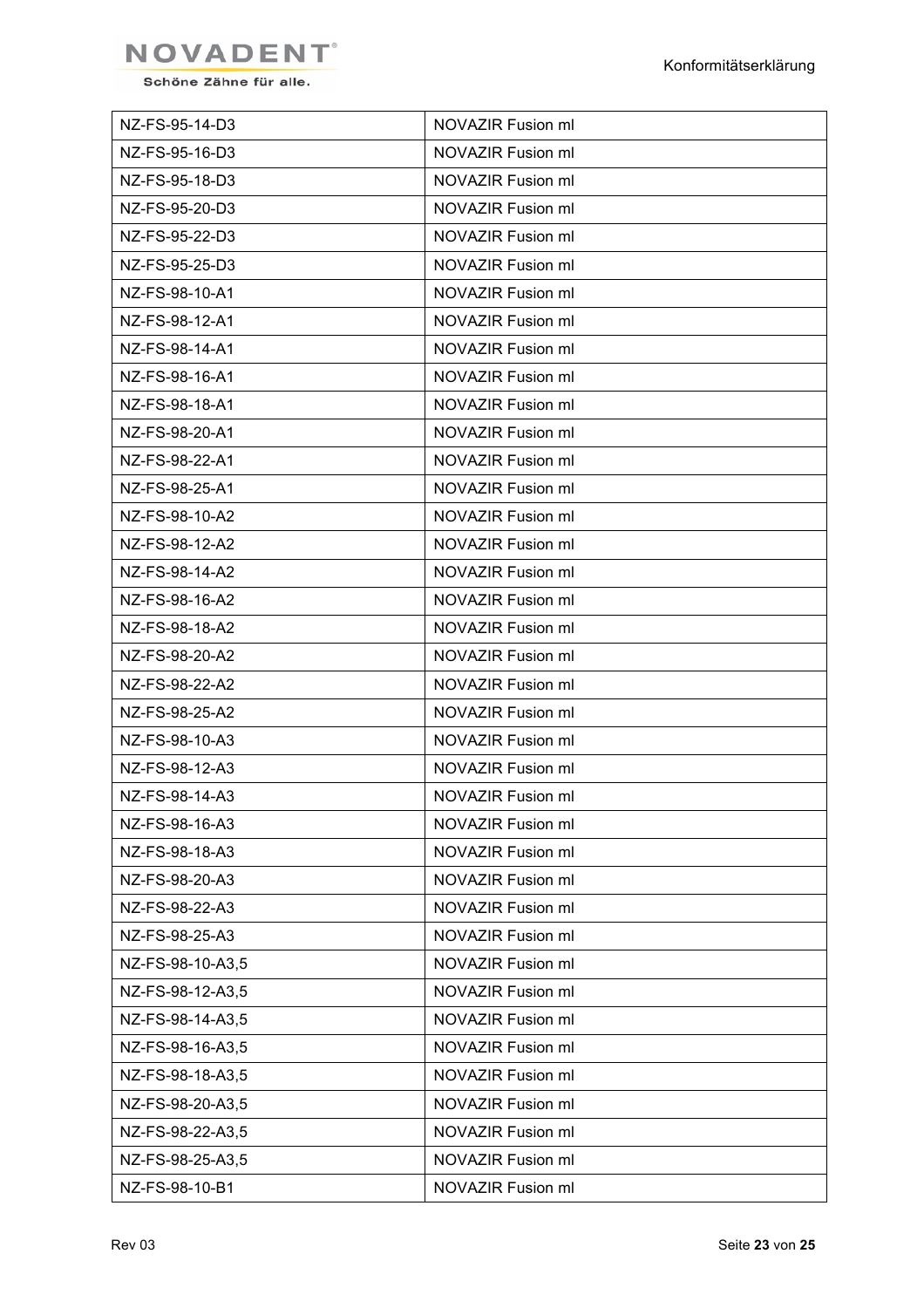| | |
|---|---|
| NZ-FS-95-14-D3 | NOVAZIR Fusion ml |
| NZ-FS-95-16-D3 | NOVAZIR Fusion ml |
| NZ-FS-95-18-D3 | NOVAZIR Fusion ml |
| NZ-FS-95-20-D3 | NOVAZIR Fusion ml |
| NZ-FS-95-22-D3 | NOVAZIR Fusion ml |
| NZ-FS-95-25-D3 | NOVAZIR Fusion ml |
| NZ-FS-98-10-A1 | NOVAZIR Fusion ml |
| NZ-FS-98-12-A1 | NOVAZIR Fusion ml |
| NZ-FS-98-14-A1 | NOVAZIR Fusion ml |
| NZ-FS-98-16-A1 | NOVAZIR Fusion ml |
| NZ-FS-98-18-A1 | NOVAZIR Fusion ml |
| NZ-FS-98-20-A1 | NOVAZIR Fusion ml |
| NZ-FS-98-22-A1 | NOVAZIR Fusion ml |
| NZ-FS-98-25-A1 | NOVAZIR Fusion ml |
| NZ-FS-98-10-A2 | NOVAZIR Fusion ml |
| NZ-FS-98-12-A2 | NOVAZIR Fusion ml |
| NZ-FS-98-14-A2 | NOVAZIR Fusion ml |
| NZ-FS-98-16-A2 | NOVAZIR Fusion ml |
| NZ-FS-98-18-A2 | NOVAZIR Fusion ml |
| NZ-FS-98-20-A2 | NOVAZIR Fusion ml |
| NZ-FS-98-22-A2 | NOVAZIR Fusion ml |
| NZ-FS-98-25-A2 | NOVAZIR Fusion ml |
| NZ-FS-98-10-A3 | NOVAZIR Fusion ml |
| NZ-FS-98-12-A3 | NOVAZIR Fusion ml |
| NZ-FS-98-14-A3 | NOVAZIR Fusion ml |
| NZ-FS-98-16-A3 | NOVAZIR Fusion ml |
| NZ-FS-98-18-A3 | NOVAZIR Fusion ml |
| NZ-FS-98-20-A3 | NOVAZIR Fusion ml |
| NZ-FS-98-22-A3 | NOVAZIR Fusion ml |
| NZ-FS-98-25-A3 | NOVAZIR Fusion ml |
| NZ-FS-98-10-A3,5 | NOVAZIR Fusion ml |
| NZ-FS-98-12-A3,5 | NOVAZIR Fusion ml |
| NZ-FS-98-14-A3,5 | NOVAZIR Fusion ml |
| NZ-FS-98-16-A3,5 | NOVAZIR Fusion ml |
| NZ-FS-98-18-A3,5 | NOVAZIR Fusion ml |
| NZ-FS-98-20-A3,5 | NOVAZIR Fusion ml |
| NZ-FS-98-22-A3,5 | NOVAZIR Fusion ml |
| NZ-FS-98-25-A3,5 | NOVAZIR Fusion ml |
| NZ-FS-98-10-B1 | NOVAZIR Fusion ml |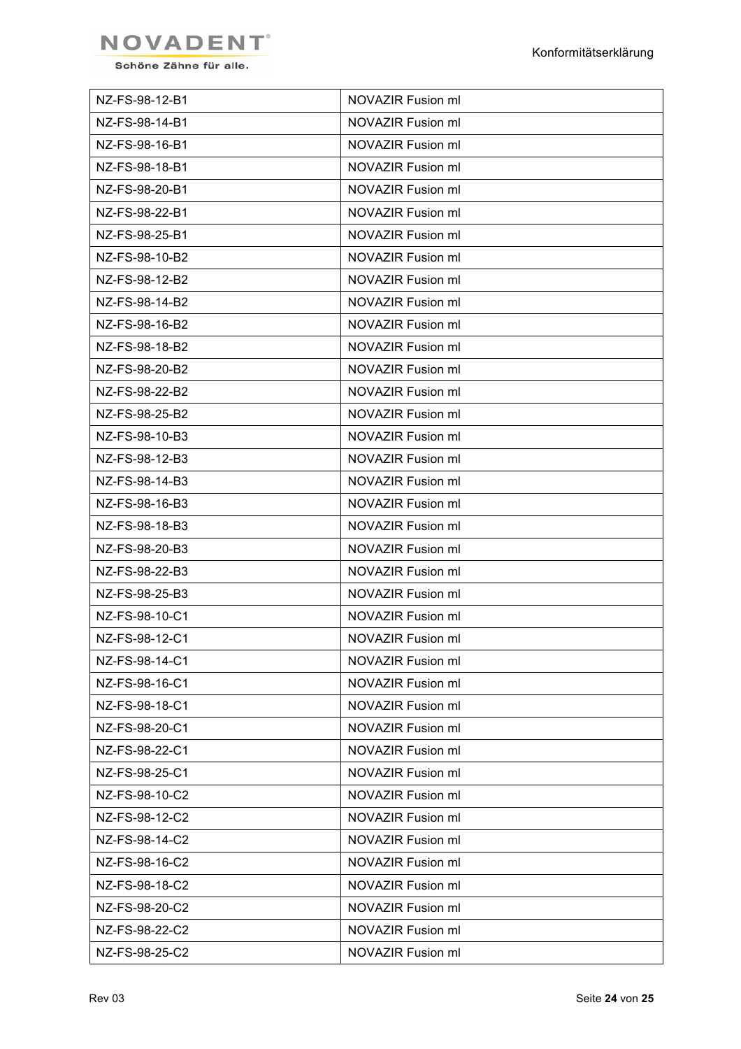| NZ-FS-98-12-B1 | NOVAZIR Fusion ml |
|---|---|
| NZ-FS-98-14-B1 | NOVAZIR Fusion ml |
| NZ-FS-98-16-B1 | NOVAZIR Fusion ml |
| NZ-FS-98-18-B1 | NOVAZIR Fusion ml |
| NZ-FS-98-20-B1 | NOVAZIR Fusion ml |
| NZ-FS-98-22-B1 | NOVAZIR Fusion ml |
| NZ-FS-98-25-B1 | NOVAZIR Fusion ml |
| NZ-FS-98-10-B2 | NOVAZIR Fusion ml |
| NZ-FS-98-12-B2 | NOVAZIR Fusion ml |
| NZ-FS-98-14-B2 | NOVAZIR Fusion ml |
| NZ-FS-98-16-B2 | NOVAZIR Fusion ml |
| NZ-FS-98-18-B2 | NOVAZIR Fusion ml |
| NZ-FS-98-20-B2 | NOVAZIR Fusion ml |
| NZ-FS-98-22-B2 | NOVAZIR Fusion ml |
| NZ-FS-98-25-B2 | NOVAZIR Fusion ml |
| NZ-FS-98-10-B3 | NOVAZIR Fusion ml |
| NZ-FS-98-12-B3 | NOVAZIR Fusion ml |
| NZ-FS-98-14-B3 | NOVAZIR Fusion ml |
| NZ-FS-98-16-B3 | NOVAZIR Fusion ml |
| NZ-FS-98-18-B3 | NOVAZIR Fusion ml |
| NZ-FS-98-20-B3 | NOVAZIR Fusion ml |
| NZ-FS-98-22-B3 | NOVAZIR Fusion ml |
| NZ-FS-98-25-B3 | NOVAZIR Fusion ml |
| NZ-FS-98-10-C1 | NOVAZIR Fusion ml |
| NZ-FS-98-12-C1 | NOVAZIR Fusion ml |
| NZ-FS-98-14-C1 | NOVAZIR Fusion ml |
| NZ-FS-98-16-C1 | NOVAZIR Fusion ml |
| NZ-FS-98-18-C1 | NOVAZIR Fusion ml |
| NZ-FS-98-20-C1 | NOVAZIR Fusion ml |
| NZ-FS-98-22-C1 | NOVAZIR Fusion ml |
| NZ-FS-98-25-C1 | NOVAZIR Fusion ml |
| NZ-FS-98-10-C2 | NOVAZIR Fusion ml |
| NZ-FS-98-12-C2 | NOVAZIR Fusion ml |
| NZ-FS-98-14-C2 | NOVAZIR Fusion ml |
| NZ-FS-98-16-C2 | NOVAZIR Fusion ml |
| NZ-FS-98-18-C2 | NOVAZIR Fusion ml |
| NZ-FS-98-20-C2 | NOVAZIR Fusion ml |
| NZ-FS-98-22-C2 | NOVAZIR Fusion ml |
| NZ-FS-98-25-C2 | NOVAZIR Fusion ml |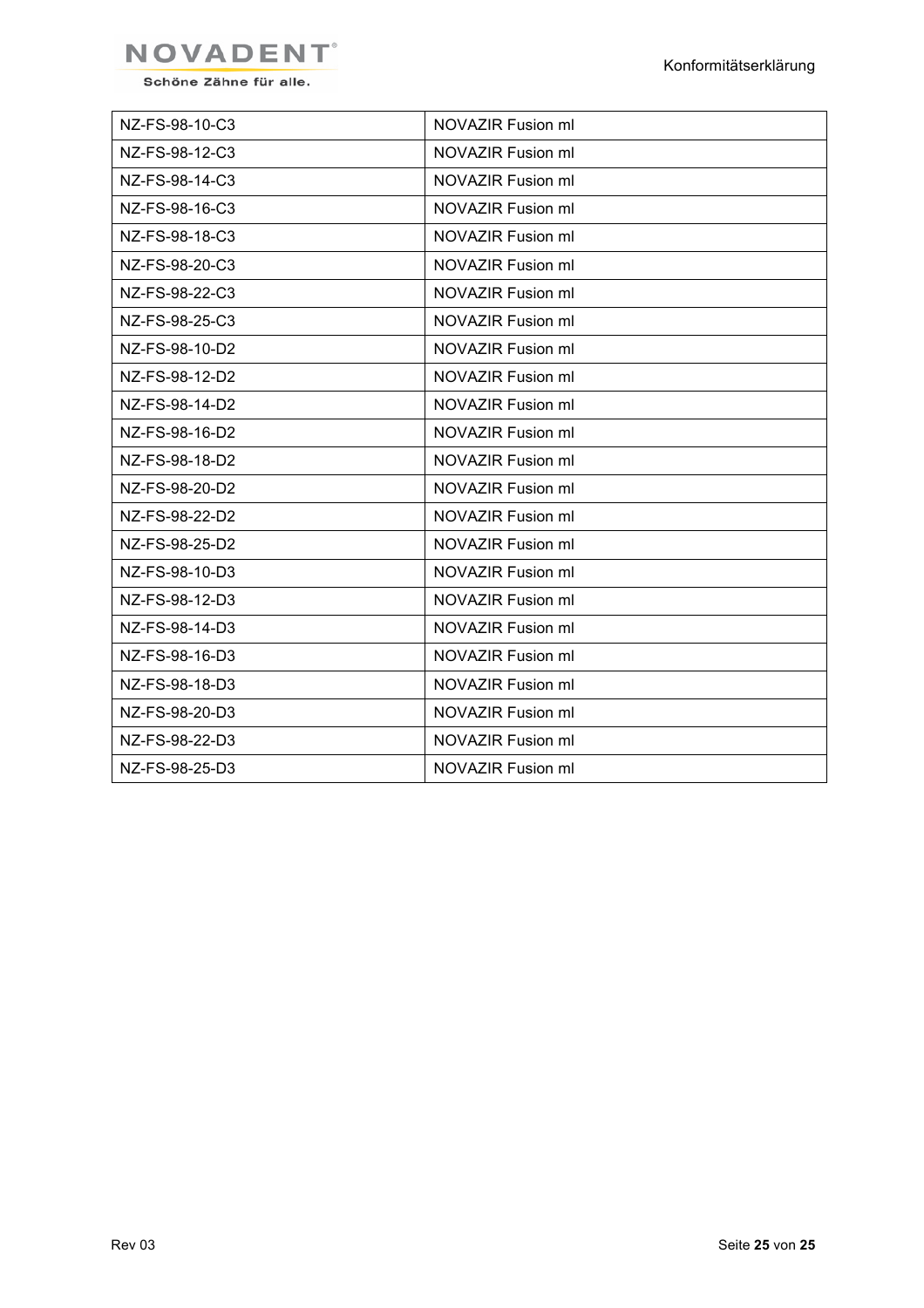| | |
|---|---|
| NZ-FS-98-10-C3 | NOVAZIR Fusion ml |
| NZ-FS-98-12-C3 | NOVAZIR Fusion ml |
| NZ-FS-98-14-C3 | NOVAZIR Fusion ml |
| NZ-FS-98-16-C3 | NOVAZIR Fusion ml |
| NZ-FS-98-18-C3 | NOVAZIR Fusion ml |
| NZ-FS-98-20-C3 | NOVAZIR Fusion ml |
| NZ-FS-98-22-C3 | NOVAZIR Fusion ml |
| NZ-FS-98-25-C3 | NOVAZIR Fusion ml |
| NZ-FS-98-10-D2 | NOVAZIR Fusion ml |
| NZ-FS-98-12-D2 | NOVAZIR Fusion ml |
| NZ-FS-98-14-D2 | NOVAZIR Fusion ml |
| NZ-FS-98-16-D2 | NOVAZIR Fusion ml |
| NZ-FS-98-18-D2 | NOVAZIR Fusion ml |
| NZ-FS-98-20-D2 | NOVAZIR Fusion ml |
| NZ-FS-98-22-D2 | NOVAZIR Fusion ml |
| NZ-FS-98-25-D2 | NOVAZIR Fusion ml |
| NZ-FS-98-10-D3 | NOVAZIR Fusion ml |
| NZ-FS-98-12-D3 | NOVAZIR Fusion ml |
| NZ-FS-98-14-D3 | NOVAZIR Fusion ml |
| NZ-FS-98-16-D3 | NOVAZIR Fusion ml |
| NZ-FS-98-18-D3 | NOVAZIR Fusion ml |
| NZ-FS-98-20-D3 | NOVAZIR Fusion ml |
| NZ-FS-98-22-D3 | NOVAZIR Fusion ml |
| NZ-FS-98-25-D3 | NOVAZIR Fusion ml |